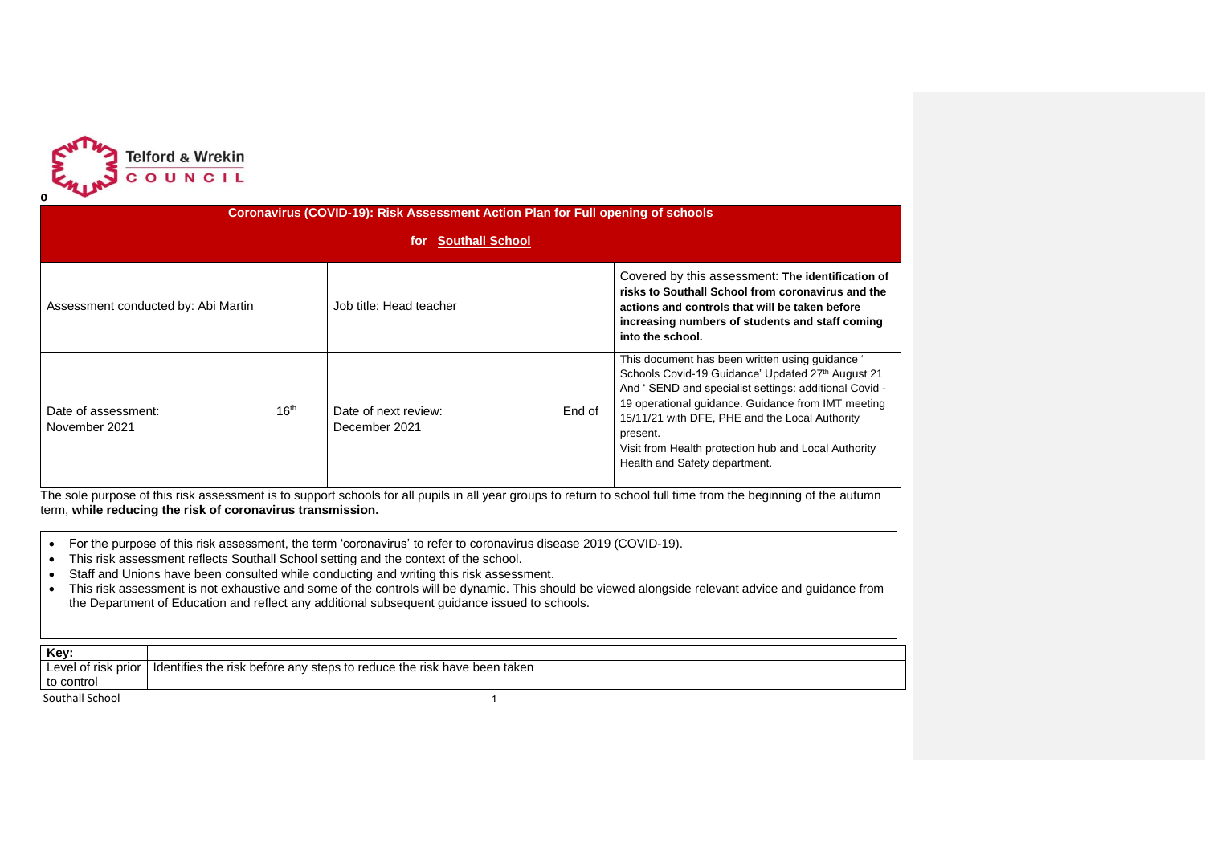Telford & Wrekin COUNCIL

0

| Coronavirus (COVID-19): Risk Assessment Action Plan for Full opening of schools<br><br>for **Southall School** | | |
|---|---|---|
| Assessment conducted by: Abi Martin | Job title: Head teacher | Covered by this assessment: **The identification of risks to Southall School from coronavirus and the actions and controls that will be taken before increasing numbers of students and staff coming into the school.** |
| Date of assessment: 16th November 2021 | Date of next review: End of December 2021 | This document has been written using guidance ' Schools Covid-19 Guidance' Updated 27th August 21 And ' SEND and specialist settings: additional Covid -19 operational guidance. Guidance from IMT meeting 15/11/21 with DFE, PHE and the Local Authority present.<br>Visit from Health protection hub and Local Authority Health and Safety department. |

The sole purpose of this risk assessment is to support schools for all pupils in all year groups to return to school full time from the beginning of the autumn term, **while reducing the risk of coronavirus transmission.**

- For the purpose of this risk assessment, the term 'coronavirus' to refer to coronavirus disease 2019 (COVID-19).
- This risk assessment reflects Southall School setting and the context of the school.
- Staff and Unions have been consulted while conducting and writing this risk assessment.
- This risk assessment is not exhaustive and some of the controls will be dynamic. This should be viewed alongside relevant advice and guidance from the Department of Education and reflect any additional subsequent guidance issued to schools.

| Key: | |
|---|---|
| Level of risk prior to control | Identifies the risk before any steps to reduce the risk have been taken |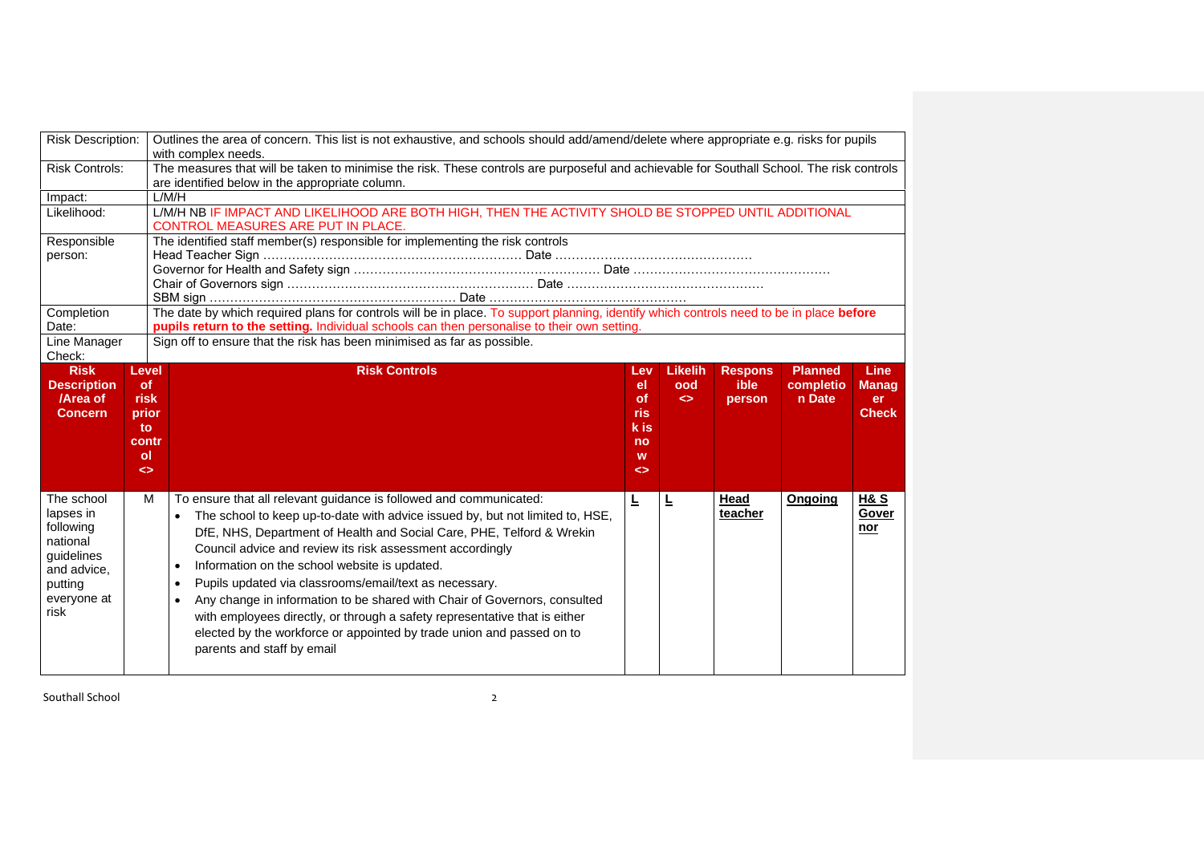| Risk Description: | Outlines the area of concern. This list is not exhaustive, and schools should add/amend/delete where appropriate e.g. risks for pupils with complex needs. |
|---|---|
| Risk Controls: | The measures that will be taken to minimise the risk. These controls are purposeful and achievable for Southall School. The risk controls are identified below in the appropriate column. |
| Impact: | L/M/H |
| Likelihood: | L/M/H NB IF IMPACT AND LIKELIHOOD ARE BOTH HIGH, THEN THE ACTIVITY SHOLD BE STOPPED UNTIL ADDITIONAL CONTROL MEASURES ARE PUT IN PLACE. |
| Responsible person: | The identified staff member(s) responsible for implementing the risk controls<br>Head Teacher Sign ……………………………………………………… Date …………………………………………<br>Governor for Health and Safety sign …………………………………………………… Date …………………………………………<br>Chair of Governors sign …………………………………………………… Date …………………………………………<br>SBM sign …………………………………………………… Date ………………………………………… |
| Completion Date: | The date by which required plans for controls will be in place. To support planning, identify which controls need to be in place **before pupils return to the setting.** Individual schools can then personalise to their own setting. |
| Line Manager Check: | Sign off to ensure that the risk has been minimised as far as possible. |

| Risk Description /Area of Concern | Level of risk prior to control <> | Risk Controls | Level of risk is now <> | Likelihood <> | Responsible person | Planned completion Date | Line Manager Check |
|---|---|---|---|---|---|---|---|
| The school lapses in following national guidelines and advice, putting everyone at risk | M | To ensure that all relevant guidance is followed and communicated:<br>• The school to keep up-to-date with advice issued by, but not limited to, HSE, DfE, NHS, Department of Health and Social Care, PHE, Telford & Wrekin Council advice and review its risk assessment accordingly<br>• Information on the school website is updated.<br>• Pupils updated via classrooms/email/text as necessary.<br>• Any change in information to be shared with Chair of Governors, consulted with employees directly, or through a safety representative that is either elected by the workforce or appointed by trade union and passed on to parents and staff by email | **L** | **L** | **Head teacher** | **Ongoing** | **H& S Governor** |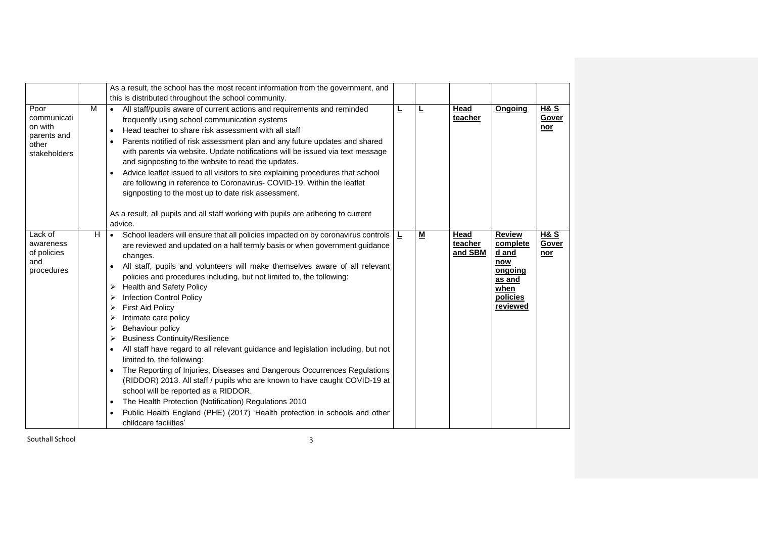|  |  | As a result, the school has the most recent information from the government, and this is distributed throughout the school community. |  |  |  |  |  |
|---|---|---|---|---|---|---|---|
| Poor communication with parents and other stakeholders | M | • All staff/pupils aware of current actions and requirements and reminded frequently using school communication systems<br>• Head teacher to share risk assessment with all staff<br>• Parents notified of risk assessment plan and any future updates and shared with parents via website. Update notifications will be issued via text message and signposting to the website to read the updates.<br>• Advice leaflet issued to all visitors to site explaining procedures that school are following in reference to Coronavirus- COVID-19. Within the leaflet signposting to the most up to date risk assessment.<br><br>As a result, all pupils and all staff working with pupils are adhering to current advice. | **L** | **L** | **Head teacher** | **Ongoing** | **H& S Governor** |
| Lack of awareness of policies and procedures | H | • School leaders will ensure that all policies impacted on by coronavirus controls are reviewed and updated on a half termly basis or when government guidance changes.<br>• All staff, pupils and volunteers will make themselves aware of all relevant policies and procedures including, but not limited to, the following:<br>➢ Health and Safety Policy<br>➢ Infection Control Policy<br>➢ First Aid Policy<br>➢ Intimate care policy<br>➢ Behaviour policy<br>➢ Business Continuity/Resilience<br>• All staff have regard to all relevant guidance and legislation including, but not limited to, the following:<br>• The Reporting of Injuries, Diseases and Dangerous Occurrences Regulations (RIDDOR) 2013. All staff / pupils who are known to have caught COVID-19 at school will be reported as a RIDDOR.<br>• The Health Protection (Notification) Regulations 2010<br>• Public Health England (PHE) (2017) 'Health protection in schools and other childcare facilities' | **L** | **M** | **Head teacher and SBM** | **Review completed and now ongoing as and when policies reviewed** | **H& S Governor** |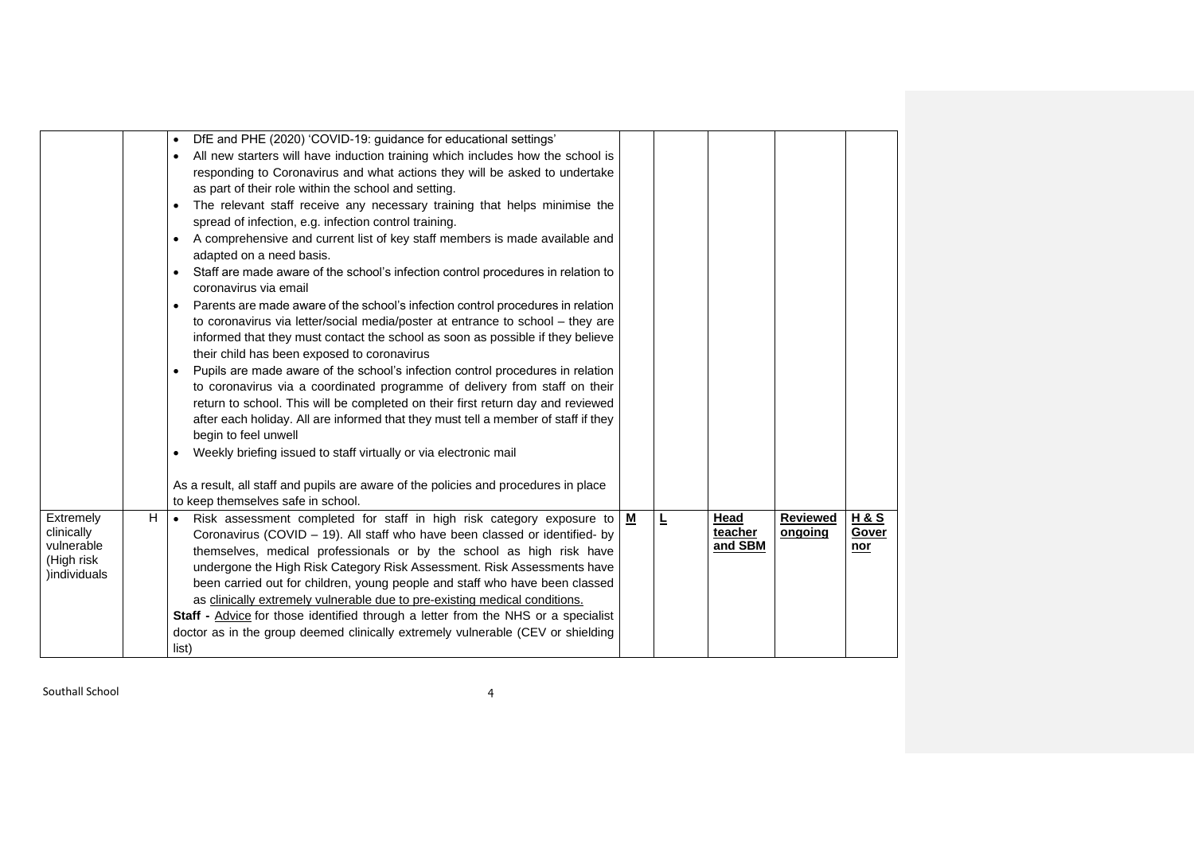| | | | | | | | |
|---|---|---|---|---|---|---|---|
| | | • DfE and PHE (2020) 'COVID-19: guidance for educational settings'<br>• All new starters will have induction training which includes how the school is responding to Coronavirus and what actions they will be asked to undertake as part of their role within the school and setting.<br>• The relevant staff receive any necessary training that helps minimise the spread of infection, e.g. infection control training.<br>• A comprehensive and current list of key staff members is made available and adapted on a need basis.<br>• Staff are made aware of the school's infection control procedures in relation to coronavirus via email<br>• Parents are made aware of the school's infection control procedures in relation to coronavirus via letter/social media/poster at entrance to school – they are informed that they must contact the school as soon as possible if they believe their child has been exposed to coronavirus<br>• Pupils are made aware of the school's infection control procedures in relation to coronavirus via a coordinated programme of delivery from staff on their return to school. This will be completed on their first return day and reviewed after each holiday. All are informed that they must tell a member of staff if they begin to feel unwell<br>• Weekly briefing issued to staff virtually or via electronic mail<br><br>As a result, all staff and pupils are aware of the policies and procedures in place to keep themselves safe in school. | | | | | |
| Extremely clinically vulnerable (High risk )individuals | H | • Risk assessment completed for staff in high risk category exposure to Coronavirus (COVID – 19). All staff who have been classed or identified- by themselves, medical professionals or by the school as high risk have undergone the High Risk Category Risk Assessment. Risk Assessments have been carried out for children, young people and staff who have been classed as clinically extremely vulnerable due to pre-existing medical conditions.<br>**Staff -** Advice for those identified through a letter from the NHS or a specialist doctor as in the group deemed clinically extremely vulnerable (CEV or shielding list) | **M** | **L** | **Head teacher and SBM** | **Reviewed ongoing** | **H & S Governor** |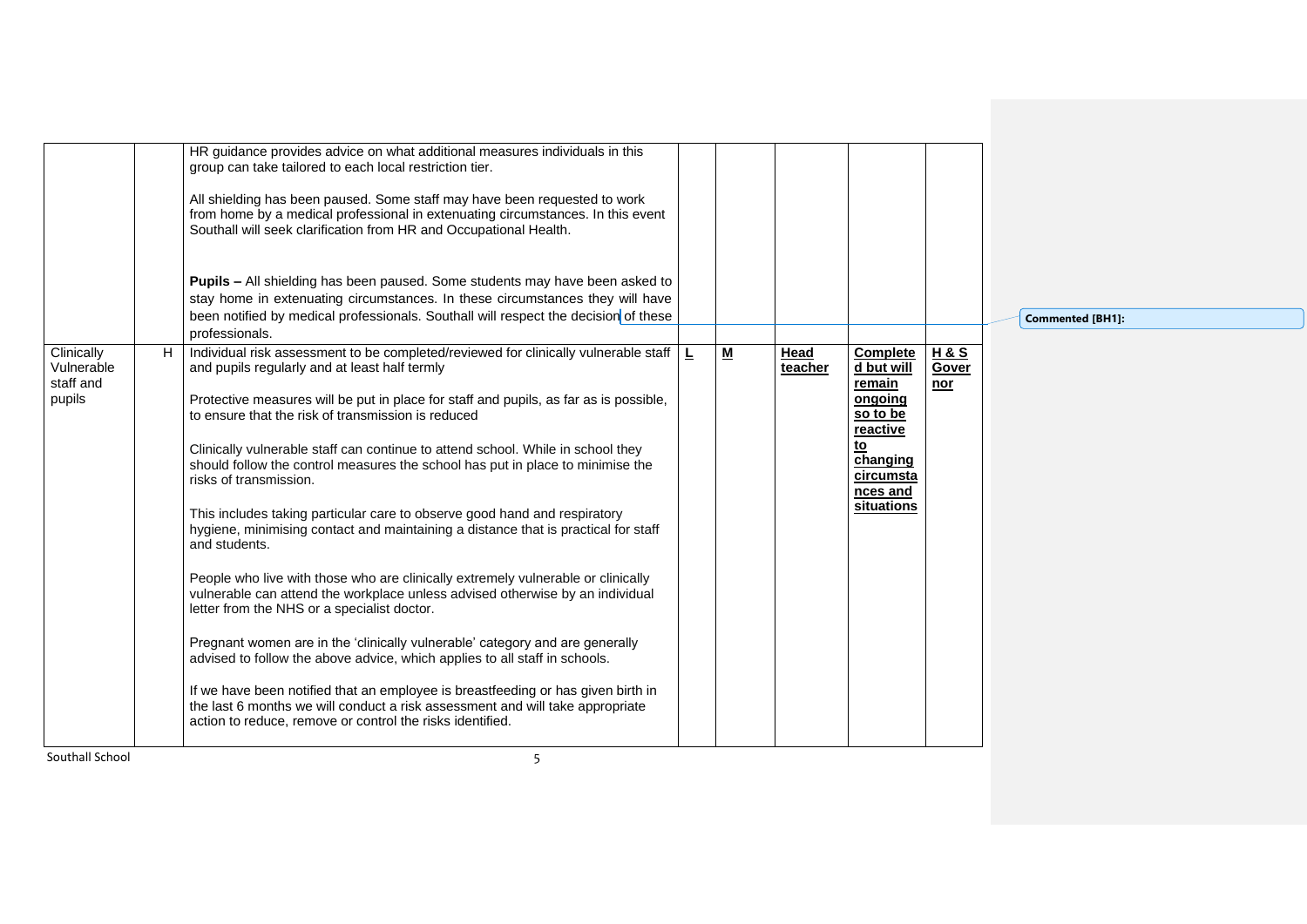|  |  |  |  |  |  |  |  |
|---|---|---|---|---|---|---|---|
|  |  | HR guidance provides advice on what additional measures individuals in this group can take tailored to each local restriction tier.<br><br>All shielding has been paused. Some staff may have been requested to work from home by a medical professional in extenuating circumstances. In this event Southall will seek clarification from HR and Occupational Health.<br><br>**Pupils –** All shielding has been paused. Some students may have been asked to stay home in extenuating circumstances. In these circumstances they will have been notified by medical professionals. Southall will respect the decision of these professionals. |  |  |  |  |  |
| Clinically Vulnerable staff and pupils | H | Individual risk assessment to be completed/reviewed for clinically vulnerable staff and pupils regularly and at least half termly<br><br>Protective measures will be put in place for staff and pupils, as far as is possible, to ensure that the risk of transmission is reduced<br><br>Clinically vulnerable staff can continue to attend school. While in school they should follow the control measures the school has put in place to minimise the risks of transmission.<br><br>This includes taking particular care to observe good hand and respiratory hygiene, minimising contact and maintaining a distance that is practical for staff and students.<br><br>People who live with those who are clinically extremely vulnerable or clinically vulnerable can attend the workplace unless advised otherwise by an individual letter from the NHS or a specialist doctor.<br><br>Pregnant women are in the 'clinically vulnerable' category and are generally advised to follow the above advice, which applies to all staff in schools.<br><br>If we have been notified that an employee is breastfeeding or has given birth in the last 6 months we will conduct a risk assessment and will take appropriate action to reduce, remove or control the risks identified. | **L** | **M** | **Head teacher** | **Completed but will remain ongoing so to be reactive to changing circumstances and situations** | **H & S Governor** |

Commented [BH1]: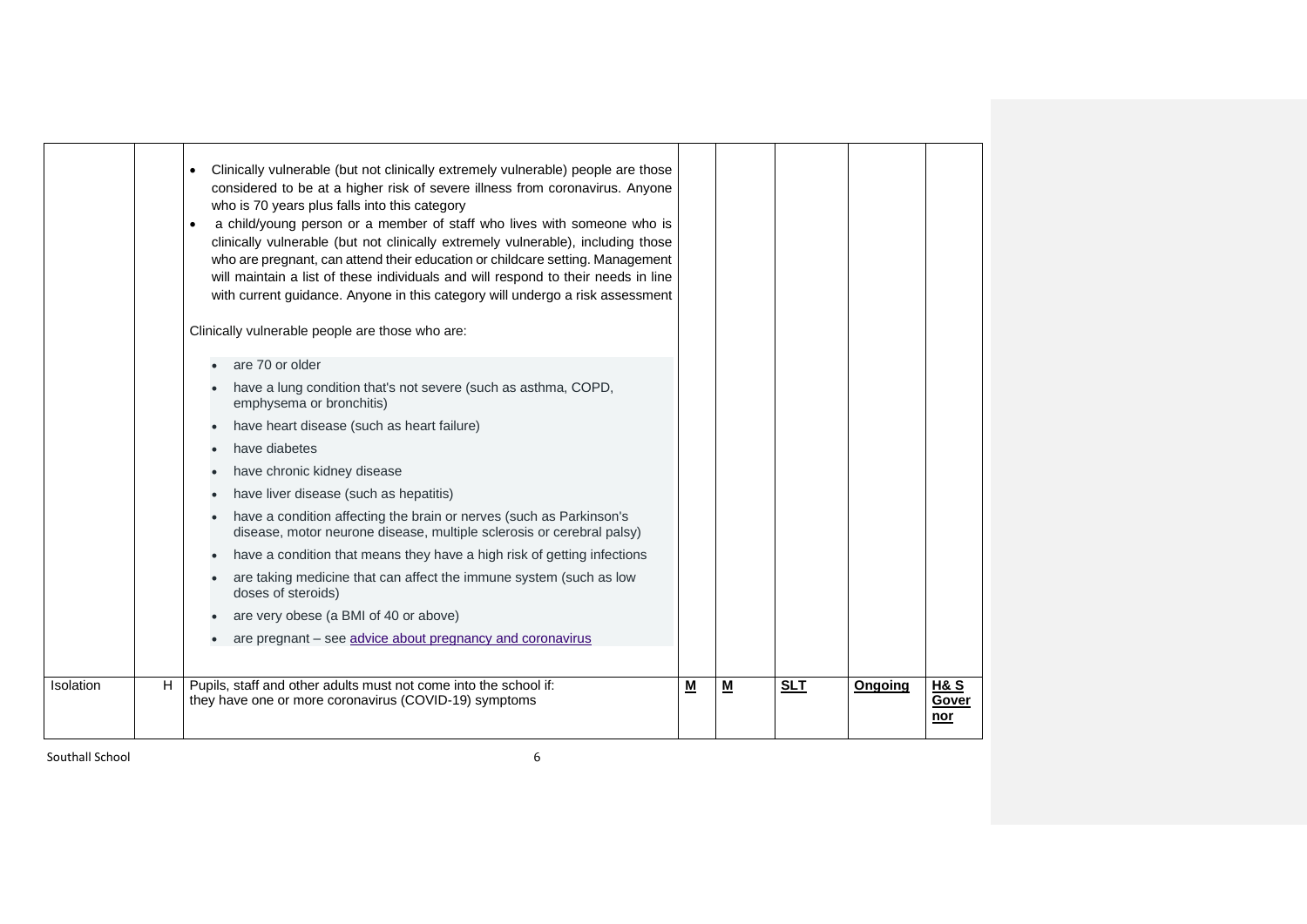| | | | | | | | |
|---|---|---|---|---|---|---|---|
| | | • Clinically vulnerable (but not clinically extremely vulnerable) people are those considered to be at a higher risk of severe illness from coronavirus. Anyone who is 70 years plus falls into this category<br>• a child/young person or a member of staff who lives with someone who is clinically vulnerable (but not clinically extremely vulnerable), including those who are pregnant, can attend their education or childcare setting. Management will maintain a list of these individuals and will respond to their needs in line with current guidance. Anyone in this category will undergo a risk assessment<br><br>Clinically vulnerable people are those who are:<br><br>• are 70 or older<br>• have a lung condition that's not severe (such as asthma, COPD, emphysema or bronchitis)<br>• have heart disease (such as heart failure)<br>• have diabetes<br>• have chronic kidney disease<br>• have liver disease (such as hepatitis)<br>• have a condition affecting the brain or nerves (such as Parkinson's disease, motor neurone disease, multiple sclerosis or cerebral palsy)<br>• have a condition that means they have a high risk of getting infections<br>• are taking medicine that can affect the immune system (such as low doses of steroids)<br>• are very obese (a BMI of 40 or above)<br>• are pregnant – see advice about pregnancy and coronavirus | | | | | |
| Isolation | H | Pupils, staff and other adults must not come into the school if:<br>they have one or more coronavirus (COVID-19) symptoms | **M** | **M** | **SLT** | **Ongoing** | **H& S Governor** |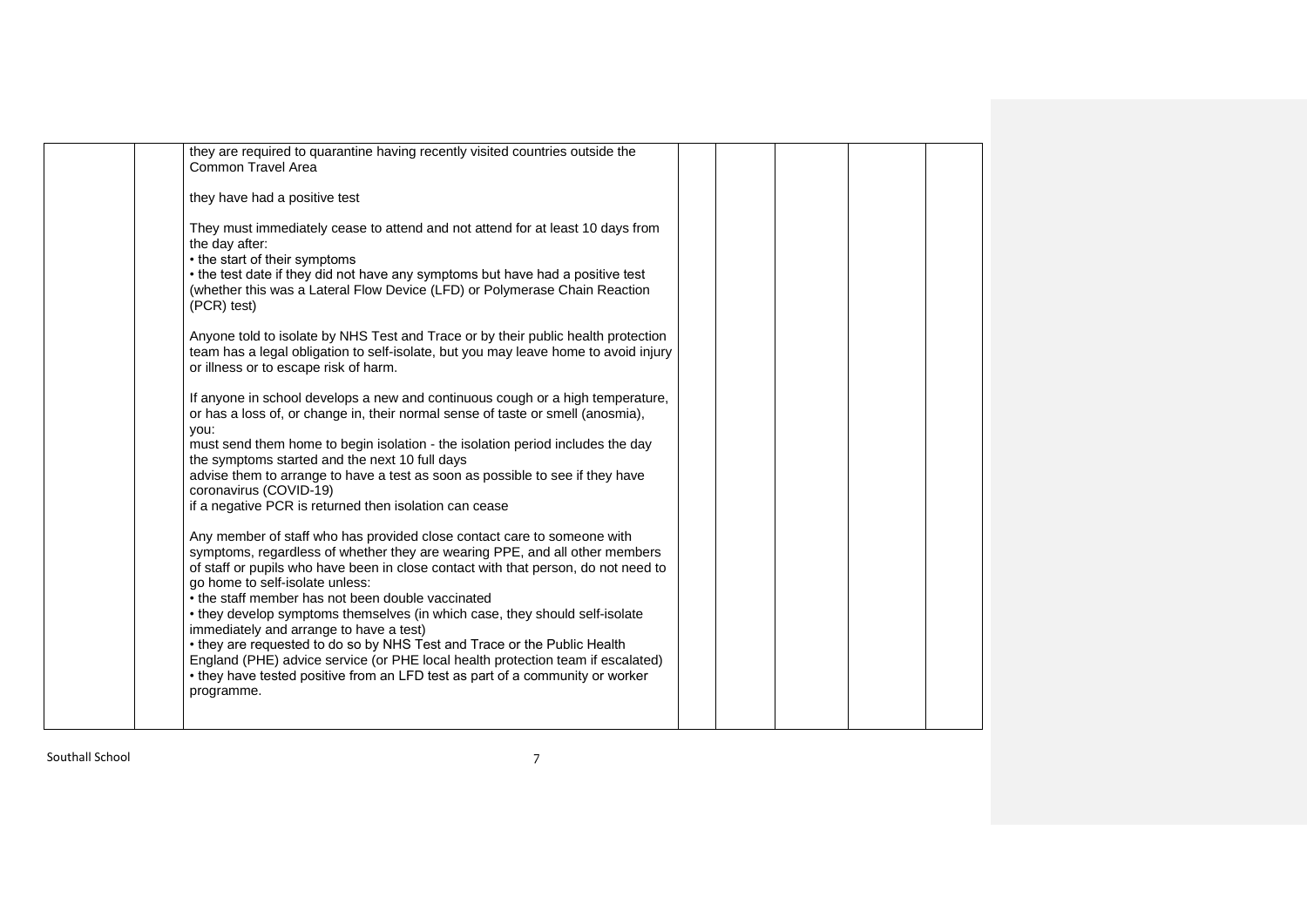| | | | | | | | |
|---|---|---|---|---|---|---|---|
| | | they are required to quarantine having recently visited countries outside the Common Travel Area<br><br>they have had a positive test<br><br>They must immediately cease to attend and not attend for at least 10 days from the day after:<br>• the start of their symptoms<br>• the test date if they did not have any symptoms but have had a positive test (whether this was a Lateral Flow Device (LFD) or Polymerase Chain Reaction (PCR) test)<br><br>Anyone told to isolate by NHS Test and Trace or by their public health protection team has a legal obligation to self-isolate, but you may leave home to avoid injury or illness or to escape risk of harm.<br><br>If anyone in school develops a new and continuous cough or a high temperature, or has a loss of, or change in, their normal sense of taste or smell (anosmia), you:<br>must send them home to begin isolation - the isolation period includes the day the symptoms started and the next 10 full days<br>advise them to arrange to have a test as soon as possible to see if they have coronavirus (COVID-19)<br>if a negative PCR is returned then isolation can cease<br><br>Any member of staff who has provided close contact care to someone with symptoms, regardless of whether they are wearing PPE, and all other members of staff or pupils who have been in close contact with that person, do not need to go home to self-isolate unless:<br>• the staff member has not been double vaccinated<br>• they develop symptoms themselves (in which case, they should self-isolate immediately and arrange to have a test)<br>• they are requested to do so by NHS Test and Trace or the Public Health England (PHE) advice service (or PHE local health protection team if escalated)<br>• they have tested positive from an LFD test as part of a community or worker programme. | | | | | |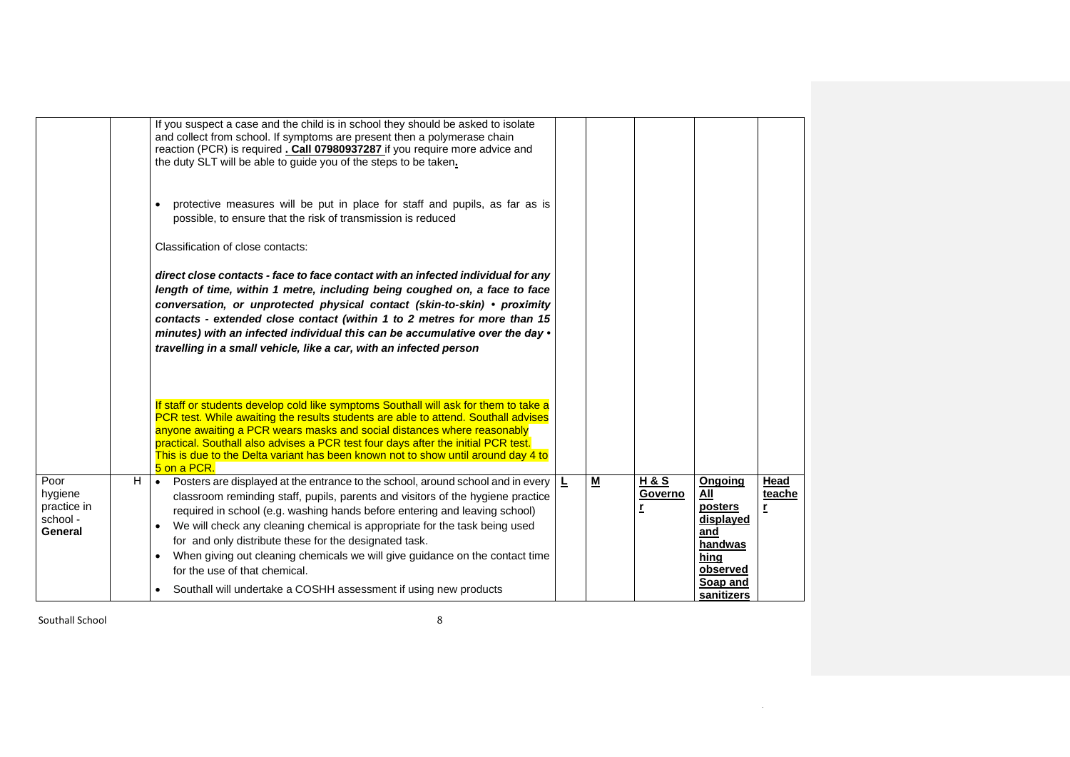|  |  |  |  |  |  |  |  |
|---|---|---|---|---|---|---|---|
|  |  | If you suspect a case and the child is in school they should be asked to isolate and collect from school. If symptoms are present then a polymerase chain reaction (PCR) is required **. Call 07980937287** if you require more advice and the duty SLT will be able to guide you of the steps to be taken**.**<br><br>• protective measures will be put in place for staff and pupils, as far as is possible, to ensure that the risk of transmission is reduced<br><br>Classification of close contacts:<br><br>***direct close contacts - face to face contact with an infected individual for any length of time, within 1 metre, including being coughed on, a face to face conversation, or unprotected physical contact (skin-to-skin) • proximity contacts - extended close contact (within 1 to 2 metres for more than 15 minutes) with an infected individual this can be accumulative over the day • travelling in a small vehicle, like a car, with an infected person***<br><br>If staff or students develop cold like symptoms Southall will ask for them to take a PCR test. While awaiting the results students are able to attend. Southall advises anyone awaiting a PCR wears masks and social distances where reasonably practical. Southall also advises a PCR test four days after the initial PCR test. This is due to the Delta variant has been known not to show until around day 4 to 5 on a PCR. |  |  |  |  |  |
| Poor hygiene practice in school - **General** | H | • Posters are displayed at the entrance to the school, around school and in every classroom reminding staff, pupils, parents and visitors of the hygiene practice required in school (e.g. washing hands before entering and leaving school)<br>• We will check any cleaning chemical is appropriate for the task being used for and only distribute these for the designated task.<br>• When giving out cleaning chemicals we will give guidance on the contact time for the use of that chemical.<br>• Southall will undertake a COSHH assessment if using new products | **L** | **M** | **H & S Governor** | **Ongoing All posters displayed and handwashing observed Soap and sanitizers** | **Head teacher** |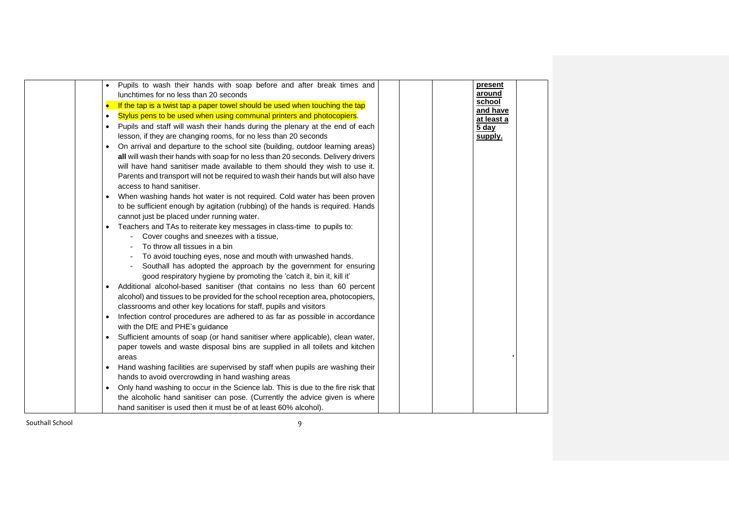| | | | | | | |
|---|---|---|---|---|---|---|
| | | • Pupils to wash their hands with soap before and after break times and lunchtimes for no less than 20 seconds<br>• If the tap is a twist tap a paper towel should be used when touching the tap<br>• Stylus pens to be used when using communal printers and photocopiers.<br>• Pupils and staff will wash their hands during the plenary at the end of each lesson, if they are changing rooms, for no less than 20 seconds<br>• On arrival and departure to the school site (building, outdoor learning areas) **all** will wash their hands with soap for no less than 20 seconds. Delivery drivers will have hand sanitiser made available to them should they wish to use it. Parents and transport will not be required to wash their hands but will also have access to hand sanitiser.<br>• When washing hands hot water is not required. Cold water has been proven to be sufficient enough by agitation (rubbing) of the hands is required. Hands cannot just be placed under running water.<br>• Teachers and TAs to reiterate key messages in class-time to pupils to:<br>- Cover coughs and sneezes with a tissue,<br>- To throw all tissues in a bin<br>- To avoid touching eyes, nose and mouth with unwashed hands.<br>- Southall has adopted the approach by the government for ensuring good respiratory hygiene by promoting the 'catch it, bin it, kill it'<br>• Additional alcohol-based sanitiser (that contains no less than 60 percent alcohol) and tissues to be provided for the school reception area, photocopiers, classrooms and other key locations for staff, pupils and visitors<br>• Infection control procedures are adhered to as far as possible in accordance with the DfE and PHE's guidance<br>• Sufficient amounts of soap (or hand sanitiser where applicable), clean water, paper towels and waste disposal bins are supplied in all toilets and kitchen areas<br>• Hand washing facilities are supervised by staff when pupils are washing their hands to avoid overcrowding in hand washing areas<br>• Only hand washing to occur in the Science lab. This is due to the fire risk that the alcoholic hand sanitiser can pose. (Currently the advice given is where hand sanitiser is used then it must be of at least 60% alcohol). | | | **present around school and have at least a 5 day supply.** | |

Southall School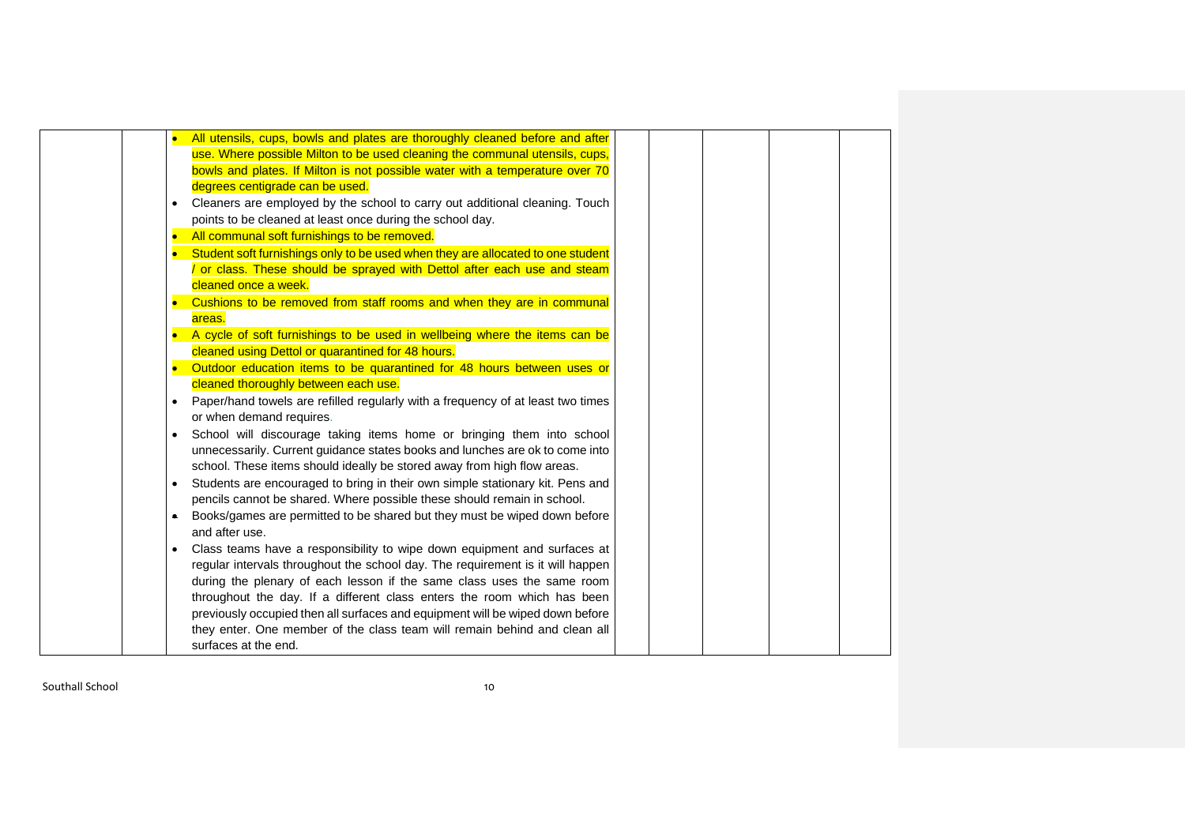|  |  |  |  |  |  |  |
|---|---|---|---|---|---|---|
|  |  | • All utensils, cups, bowls and plates are thoroughly cleaned before and after use. Where possible Milton to be used cleaning the communal utensils, cups, bowls and plates. If Milton is not possible water with a temperature over 70 degrees centigrade can be used.<br>• Cleaners are employed by the school to carry out additional cleaning. Touch points to be cleaned at least once during the school day.<br>• All communal soft furnishings to be removed.<br>• Student soft furnishings only to be used when they are allocated to one student / or class. These should be sprayed with Dettol after each use and steam cleaned once a week.<br>• Cushions to be removed from staff rooms and when they are in communal areas.<br>• A cycle of soft furnishings to be used in wellbeing where the items can be cleaned using Dettol or quarantined for 48 hours.<br>• Outdoor education items to be quarantined for 48 hours between uses or cleaned thoroughly between each use.<br>• Paper/hand towels are refilled regularly with a frequency of at least two times or when demand requires.<br>• School will discourage taking items home or bringing them into school unnecessarily. Current guidance states books and lunches are ok to come into school. These items should ideally be stored away from high flow areas.<br>• Students are encouraged to bring in their own simple stationary kit. Pens and pencils cannot be shared. Where possible these should remain in school.<br>• Books/games are permitted to be shared but they must be wiped down before and after use.<br>• Class teams have a responsibility to wipe down equipment and surfaces at regular intervals throughout the school day. The requirement is it will happen during the plenary of each lesson if the same class uses the same room throughout the day. If a different class enters the room which has been previously occupied then all surfaces and equipment will be wiped down before they enter. One member of the class team will remain behind and clean all surfaces at the end. |  |  |  |  |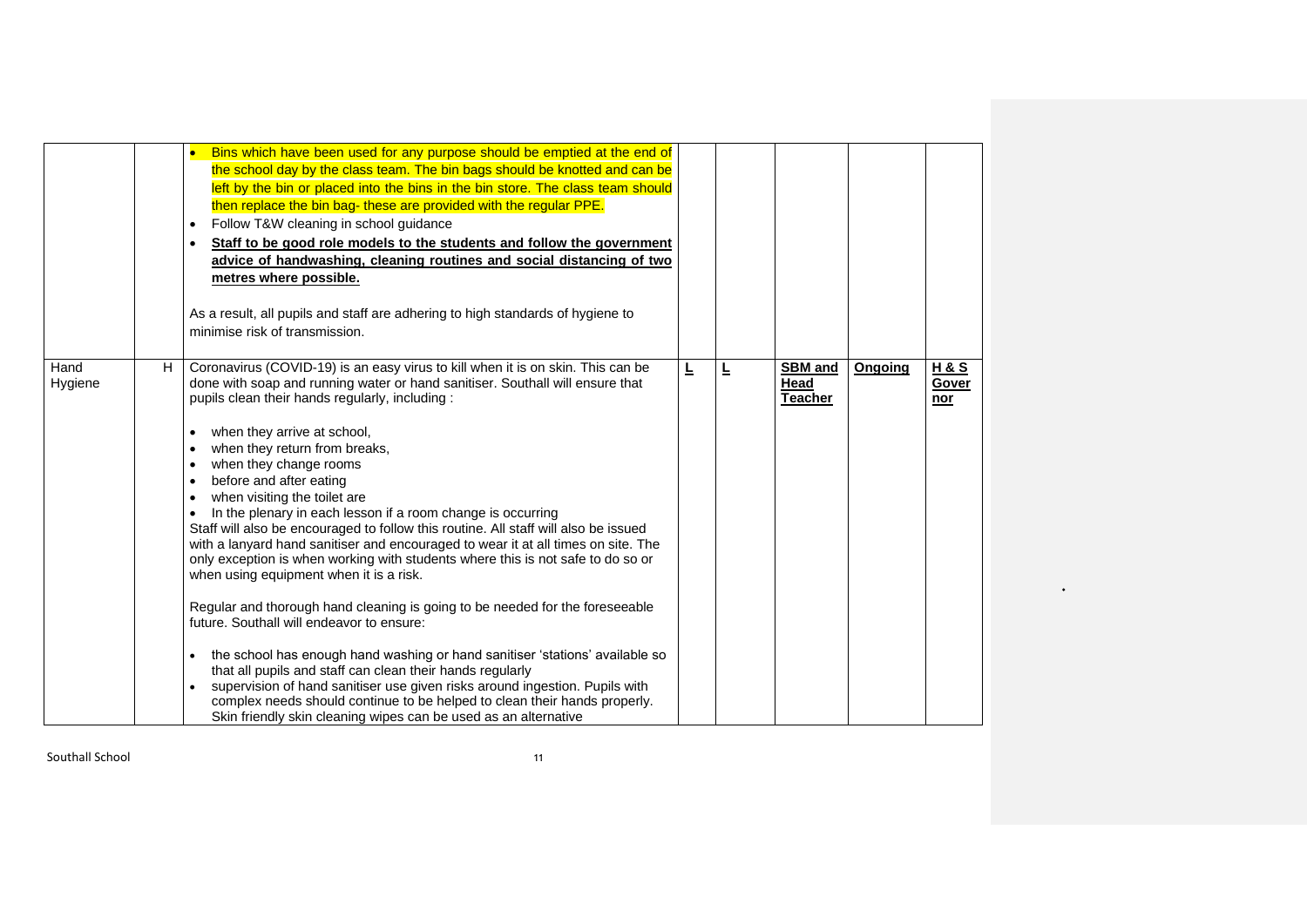| | | | | | | | |
|---|---|---|---|---|---|---|---|
| | | • Bins which have been used for any purpose should be emptied at the end of the school day by the class team. The bin bags should be knotted and can be left by the bin or placed into the bins in the bin store. The class team should then replace the bin bag- these are provided with the regular PPE.<br>• Follow T&W cleaning in school guidance<br>• **Staff to be good role models to the students and follow the government advice of handwashing, cleaning routines and social distancing of two metres where possible.**<br><br>As a result, all pupils and staff are adhering to high standards of hygiene to minimise risk of transmission. | | | | | |
| Hand Hygiene | H | Coronavirus (COVID-19) is an easy virus to kill when it is on skin. This can be done with soap and running water or hand sanitiser. Southall will ensure that pupils clean their hands regularly, including :<br><br>• when they arrive at school,<br>• when they return from breaks,<br>• when they change rooms<br>• before and after eating<br>• when visiting the toilet are<br>• In the plenary in each lesson if a room change is occurring<br>Staff will also be encouraged to follow this routine. All staff will also be issued with a lanyard hand sanitiser and encouraged to wear it at all times on site. The only exception is when working with students where this is not safe to do so or when using equipment when it is a risk.<br><br>Regular and thorough hand cleaning is going to be needed for the foreseeable future. Southall will endeavor to ensure:<br><br>• the school has enough hand washing or hand sanitiser 'stations' available so that all pupils and staff can clean their hands regularly<br>• supervision of hand sanitiser use given risks around ingestion. Pupils with complex needs should continue to be helped to clean their hands properly. Skin friendly skin cleaning wipes can be used as an alternative | **L** | **L** | **SBM and Head Teacher** | **Ongoing** | **H & S Governor** |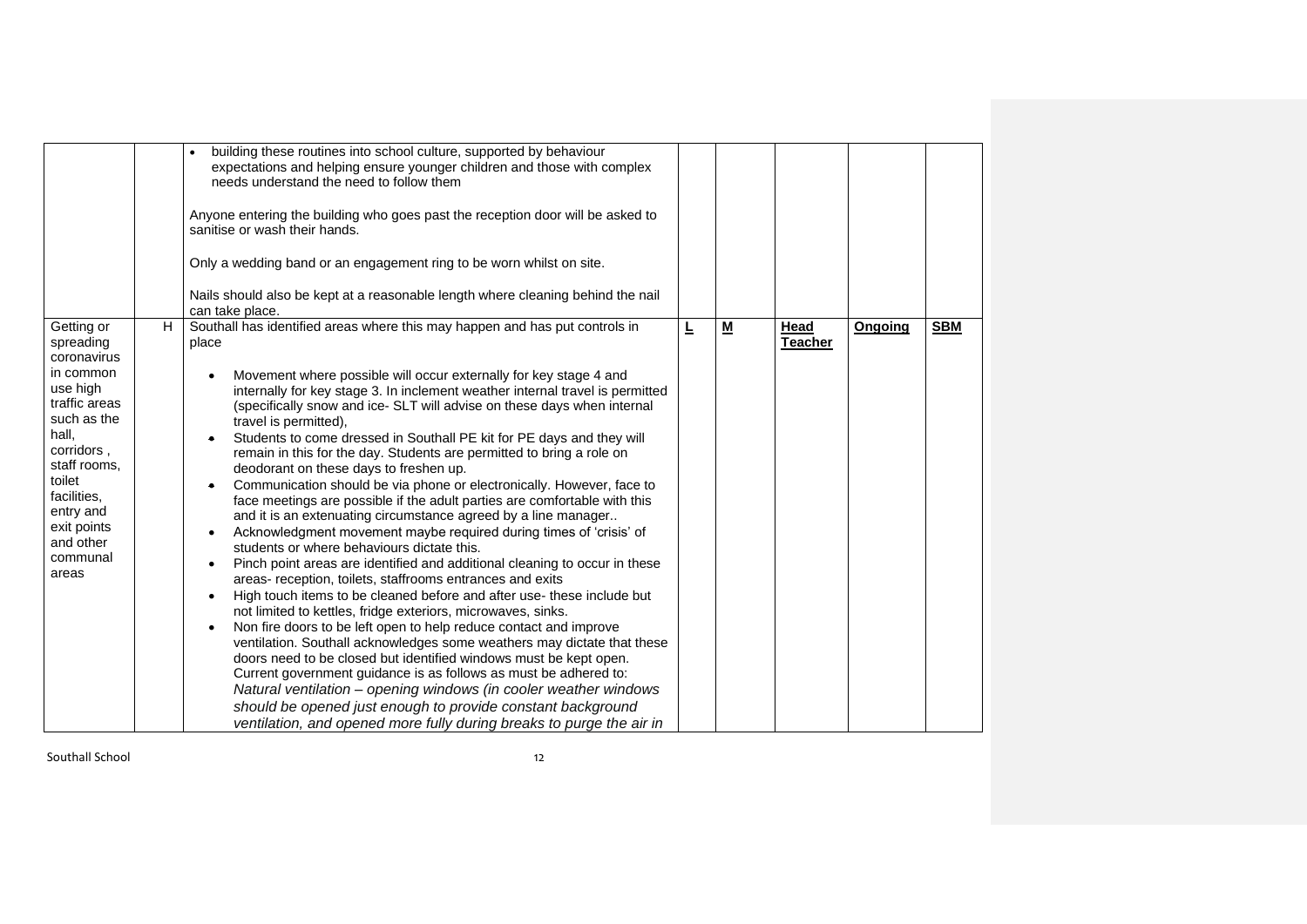| | | | | | | | |
|---|---|---|---|---|---|---|---|
| | | • building these routines into school culture, supported by behaviour expectations and helping ensure younger children and those with complex needs understand the need to follow them<br><br>Anyone entering the building who goes past the reception door will be asked to sanitise or wash their hands.<br><br>Only a wedding band or an engagement ring to be worn whilst on site.<br><br>Nails should also be kept at a reasonable length where cleaning behind the nail can take place. | | | | | |
| Getting or spreading coronavirus in common use high traffic areas such as the hall, corridors , staff rooms, toilet facilities, entry and exit points and other communal areas | H | Southall has identified areas where this may happen and has put controls in place<br><br>• Movement where possible will occur externally for key stage 4 and internally for key stage 3. In inclement weather internal travel is permitted (specifically snow and ice- SLT will advise on these days when internal travel is permitted),<br>• Students to come dressed in Southall PE kit for PE days and they will remain in this for the day. Students are permitted to bring a role on deodorant on these days to freshen up.<br>• Communication should be via phone or electronically. However, face to face meetings are possible if the adult parties are comfortable with this and it is an extenuating circumstance agreed by a line manager..<br>• Acknowledgment movement maybe required during times of 'crisis' of students or where behaviours dictate this.<br>• Pinch point areas are identified and additional cleaning to occur in these areas- reception, toilets, staffrooms entrances and exits<br>• High touch items to be cleaned before and after use- these include but not limited to kettles, fridge exteriors, microwaves, sinks.<br>• Non fire doors to be left open to help reduce contact and improve ventilation. Southall acknowledges some weathers may dictate that these doors need to be closed but identified windows must be kept open. Current government guidance is as follows as must be adhered to: *Natural ventilation – opening windows (in cooler weather windows should be opened just enough to provide constant background ventilation, and opened more fully during breaks to purge the air in* | **L** | **M** | **Head Teacher** | **Ongoing** | **SBM** |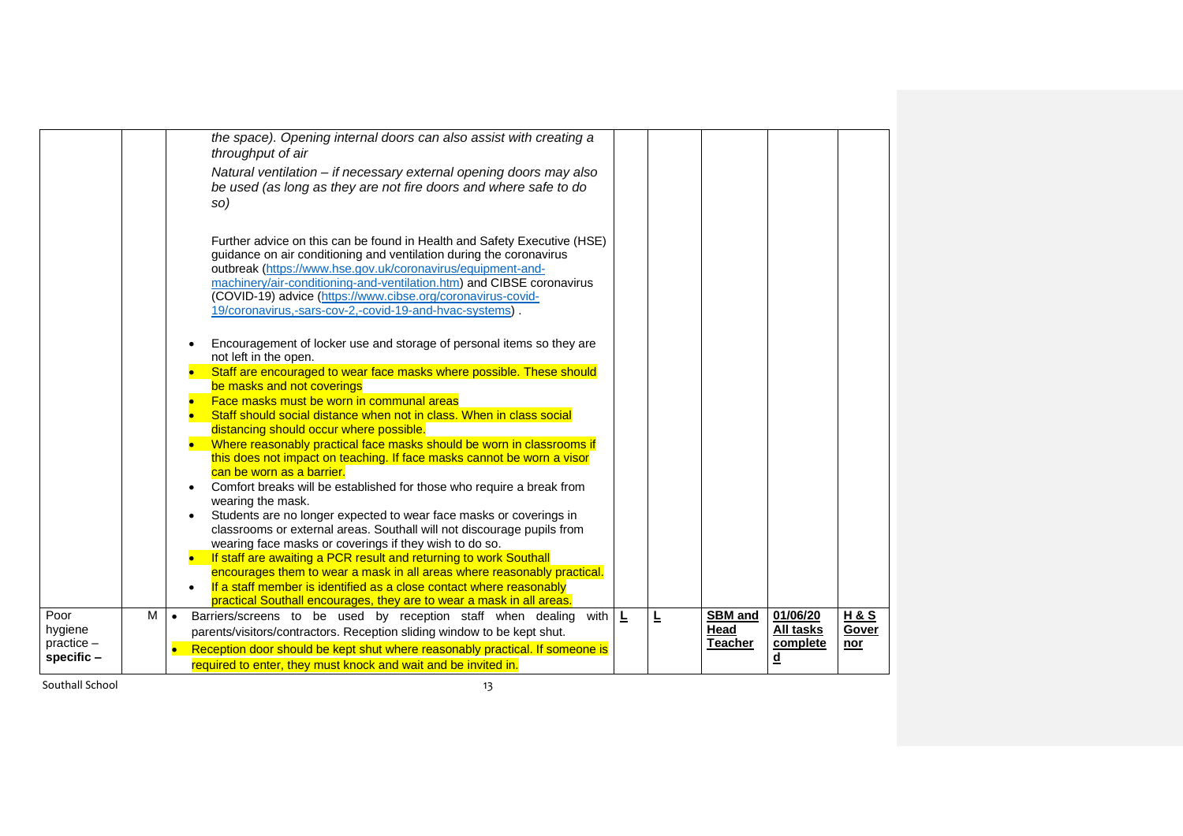| | | | | | | | |
|---|---|---|---|---|---|---|---|
| | | *the space). Opening internal doors can also assist with creating a throughput of air*<br>*Natural ventilation – if necessary external opening doors may also be used (as long as they are not fire doors and where safe to do so)*<br><br>Further advice on this can be found in Health and Safety Executive (HSE) guidance on air conditioning and ventilation during the coronavirus outbreak (https://www.hse.gov.uk/coronavirus/equipment-and-machinery/air-conditioning-and-ventilation.htm) and CIBSE coronavirus (COVID-19) advice (https://www.cibse.org/coronavirus-covid-19/coronavirus,-sars-cov-2,-covid-19-and-hvac-systems) .<br><br>• Encouragement of locker use and storage of personal items so they are not left in the open.<br>• Staff are encouraged to wear face masks where possible. These should be masks and not coverings<br>• Face masks must be worn in communal areas<br>• Staff should social distance when not in class. When in class social distancing should occur where possible.<br>• Where reasonably practical face masks should be worn in classrooms if this does not impact on teaching. If face masks cannot be worn a visor can be worn as a barrier.<br>• Comfort breaks will be established for those who require a break from wearing the mask.<br>• Students are no longer expected to wear face masks or coverings in classrooms or external areas. Southall will not discourage pupils from wearing face masks or coverings if they wish to do so.<br>• If staff are awaiting a PCR result and returning to work Southall encourages them to wear a mask in all areas where reasonably practical.<br>• If a staff member is identified as a close contact where reasonably practical Southall encourages, they are to wear a mask in all areas. | | | | | |
| Poor hygiene practice – **specific –** | M | • Barriers/screens to be used by reception staff when dealing with parents/visitors/contractors. Reception sliding window to be kept shut.<br>• Reception door should be kept shut where reasonably practical. If someone is required to enter, they must knock and wait and be invited in. | **L** | **L** | **SBM and Head Teacher** | **01/06/20 All tasks completed** | **H & S Governor** |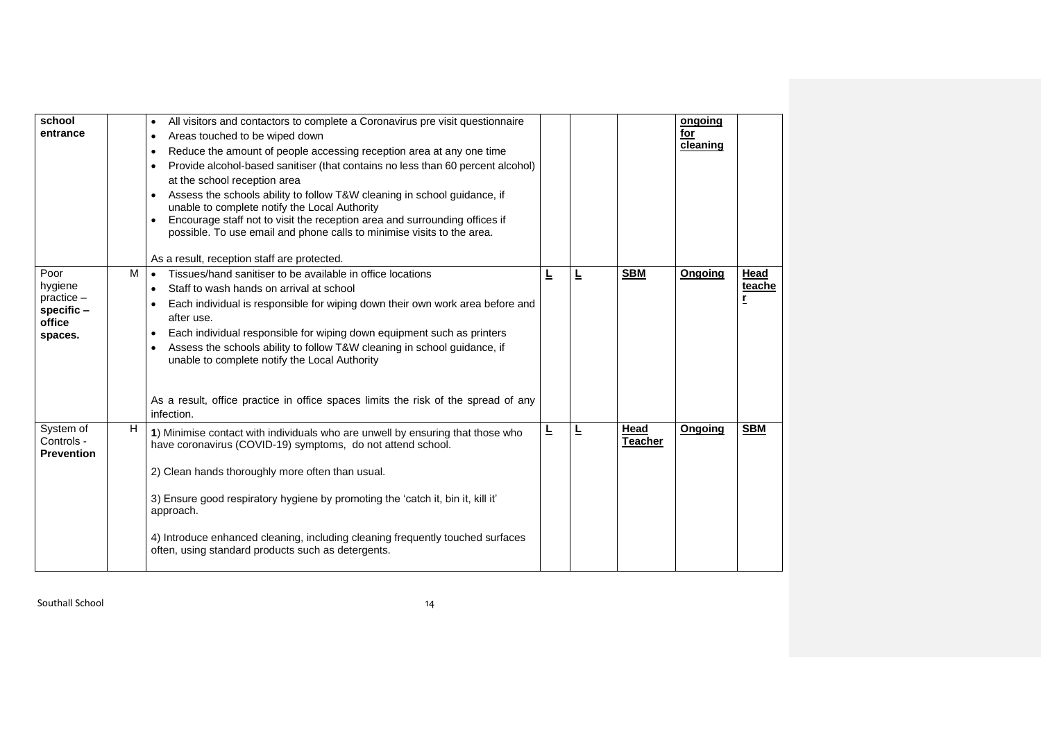| | | | | | | | |
|---|---|---|---|---|---|---|---|
| **school entrance** | | • All visitors and contactors to complete a Coronavirus pre visit questionnaire<br>• Areas touched to be wiped down<br>• Reduce the amount of people accessing reception area at any one time<br>• Provide alcohol-based sanitiser (that contains no less than 60 percent alcohol) at the school reception area<br>• Assess the schools ability to follow T&W cleaning in school guidance, if unable to complete notify the Local Authority<br>• Encourage staff not to visit the reception area and surrounding offices if possible. To use email and phone calls to minimise visits to the area.<br><br>As a result, reception staff are protected. | | | | **ongoing for cleaning** | |
| Poor hygiene practice – **specific – office spaces.** | M | • Tissues/hand sanitiser to be available in office locations<br>• Staff to wash hands on arrival at school<br>• Each individual is responsible for wiping down their own work area before and after use.<br>• Each individual responsible for wiping down equipment such as printers<br>• Assess the schools ability to follow T&W cleaning in school guidance, if unable to complete notify the Local Authority<br><br>As a result, office practice in office spaces limits the risk of the spread of any infection. | **L** | **L** | **SBM** | **Ongoing** | **Head teacher** |
| System of Controls - **Prevention** | H | **1**) Minimise contact with individuals who are unwell by ensuring that those who have coronavirus (COVID-19) symptoms, do not attend school.<br><br>2) Clean hands thoroughly more often than usual.<br><br>3) Ensure good respiratory hygiene by promoting the 'catch it, bin it, kill it' approach.<br><br>4) Introduce enhanced cleaning, including cleaning frequently touched surfaces often, using standard products such as detergents. | **L** | **L** | **Head Teacher** | **Ongoing** | **SBM** |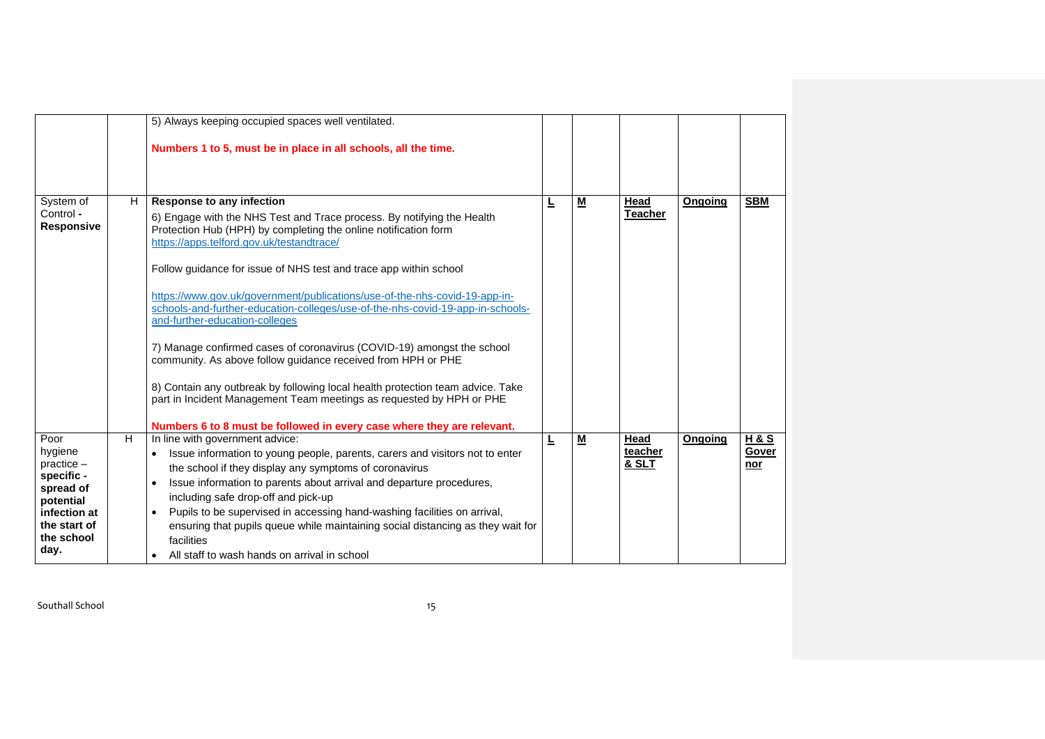| | | | | | | | |
|---|---|---|---|---|---|---|---|
| | | 5) Always keeping occupied spaces well ventilated.<br><br>**Numbers 1 to 5, must be in place in all schools, all the time.** | | | | | |
| System of Control - **Responsive** | H | **Response to any infection**<br>6) Engage with the NHS Test and Trace process. By notifying the Health Protection Hub (HPH) by completing the online notification form https://apps.telford.gov.uk/testandtrace/<br><br>Follow guidance for issue of NHS test and trace app within school<br><br>https://www.gov.uk/government/publications/use-of-the-nhs-covid-19-app-in-schools-and-further-education-colleges/use-of-the-nhs-covid-19-app-in-schools-and-further-education-colleges<br><br>7) Manage confirmed cases of coronavirus (COVID-19) amongst the school community. As above follow guidance received from HPH or PHE<br><br>8) Contain any outbreak by following local health protection team advice. Take part in Incident Management Team meetings as requested by HPH or PHE<br><br>**Numbers 6 to 8 must be followed in every case where they are relevant.** | **L** | **M** | **Head Teacher** | **Ongoing** | **SBM** |
| Poor hygiene practice – **specific - spread of potential infection at the start of the school day.** | H | In line with government advice:<br>• Issue information to young people, parents, carers and visitors not to enter the school if they display any symptoms of coronavirus<br>• Issue information to parents about arrival and departure procedures, including safe drop-off and pick-up<br>• Pupils to be supervised in accessing hand-washing facilities on arrival, ensuring that pupils queue while maintaining social distancing as they wait for facilities<br>• All staff to wash hands on arrival in school | **L** | **M** | **Head teacher & SLT** | **Ongoing** | **H & S Governor** |

Southall School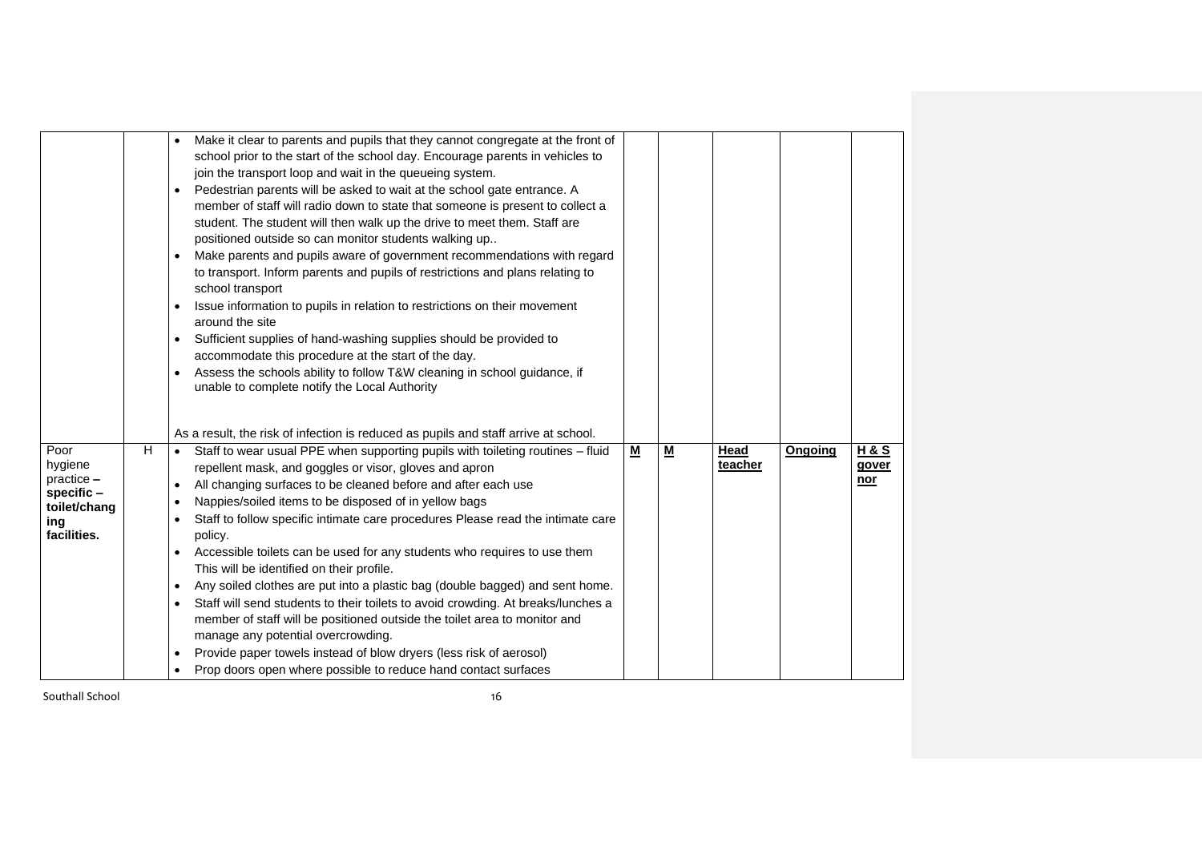| | | | | | | | |
|---|---|---|---|---|---|---|---|
| | | • Make it clear to parents and pupils that they cannot congregate at the front of school prior to the start of the school day. Encourage parents in vehicles to join the transport loop and wait in the queueing system.<br>• Pedestrian parents will be asked to wait at the school gate entrance. A member of staff will radio down to state that someone is present to collect a student. The student will then walk up the drive to meet them. Staff are positioned outside so can monitor students walking up..<br>• Make parents and pupils aware of government recommendations with regard to transport. Inform parents and pupils of restrictions and plans relating to school transport<br>• Issue information to pupils in relation to restrictions on their movement around the site<br>• Sufficient supplies of hand-washing supplies should be provided to accommodate this procedure at the start of the day.<br>• Assess the schools ability to follow T&W cleaning in school guidance, if unable to complete notify the Local Authority<br><br>As a result, the risk of infection is reduced as pupils and staff arrive at school. | | | | | |
| Poor hygiene practice – **specific – toilet/changing facilities.** | H | • Staff to wear usual PPE when supporting pupils with toileting routines – fluid repellent mask, and goggles or visor, gloves and apron<br>• All changing surfaces to be cleaned before and after each use<br>• Nappies/soiled items to be disposed of in yellow bags<br>• Staff to follow specific intimate care procedures Please read the intimate care policy.<br>• Accessible toilets can be used for any students who requires to use them This will be identified on their profile.<br>• Any soiled clothes are put into a plastic bag (double bagged) and sent home.<br>• Staff will send students to their toilets to avoid crowding. At breaks/lunches a member of staff will be positioned outside the toilet area to monitor and manage any potential overcrowding.<br>• Provide paper towels instead of blow dryers (less risk of aerosol)<br>• Prop doors open where possible to reduce hand contact surfaces | **M** | **M** | **Head teacher** | **Ongoing** | **H & S governor** |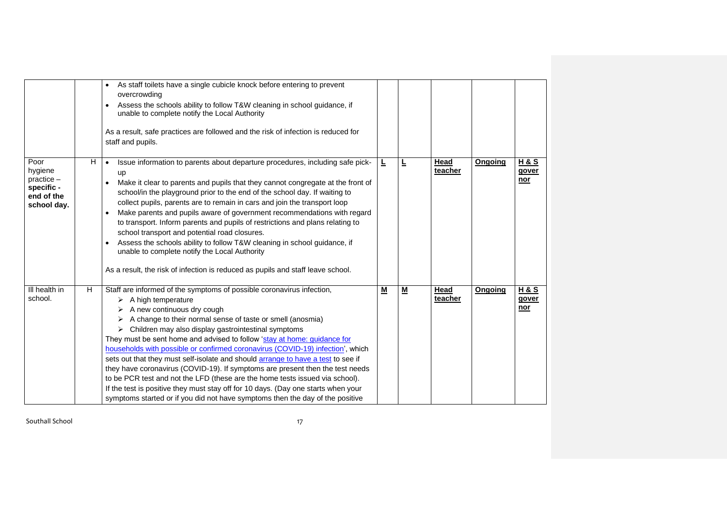| | | | | | | | |
|---|---|---|---|---|---|---|---|
| | | • As staff toilets have a single cubicle knock before entering to prevent overcrowding<br>• Assess the schools ability to follow T&W cleaning in school guidance, if unable to complete notify the Local Authority<br><br>As a result, safe practices are followed and the risk of infection is reduced for staff and pupils. | | | | | |
| Poor hygiene practice – **specific - end of the school day.** | H | • Issue information to parents about departure procedures, including safe pick-up<br>• Make it clear to parents and pupils that they cannot congregate at the front of school/in the playground prior to the end of the school day. If waiting to collect pupils, parents are to remain in cars and join the transport loop<br>• Make parents and pupils aware of government recommendations with regard to transport. Inform parents and pupils of restrictions and plans relating to school transport and potential road closures.<br>• Assess the schools ability to follow T&W cleaning in school guidance, if unable to complete notify the Local Authority<br><br>As a result, the risk of infection is reduced as pupils and staff leave school. | **L** | **L** | **Head teacher** | **Ongoing** | **H & S governor** |
| Ill health in school. | H | Staff are informed of the symptoms of possible coronavirus infection,<br>➢ A high temperature<br>➢ A new continuous dry cough<br>➢ A change to their normal sense of taste or smell (anosmia)<br>➢ Children may also display gastrointestinal symptoms<br>They must be sent home and advised to follow 'stay at home: guidance for households with possible or confirmed coronavirus (COVID-19) infection', which sets out that they must self-isolate and should arrange to have a test to see if they have coronavirus (COVID-19). If symptoms are present then the test needs to be PCR test and not the LFD (these are the home tests issued via school).<br>If the test is positive they must stay off for 10 days. (Day one starts when your symptoms started or if you did not have symptoms then the day of the positive | **M** | **M** | **Head teacher** | **Ongoing** | **H & S governor** |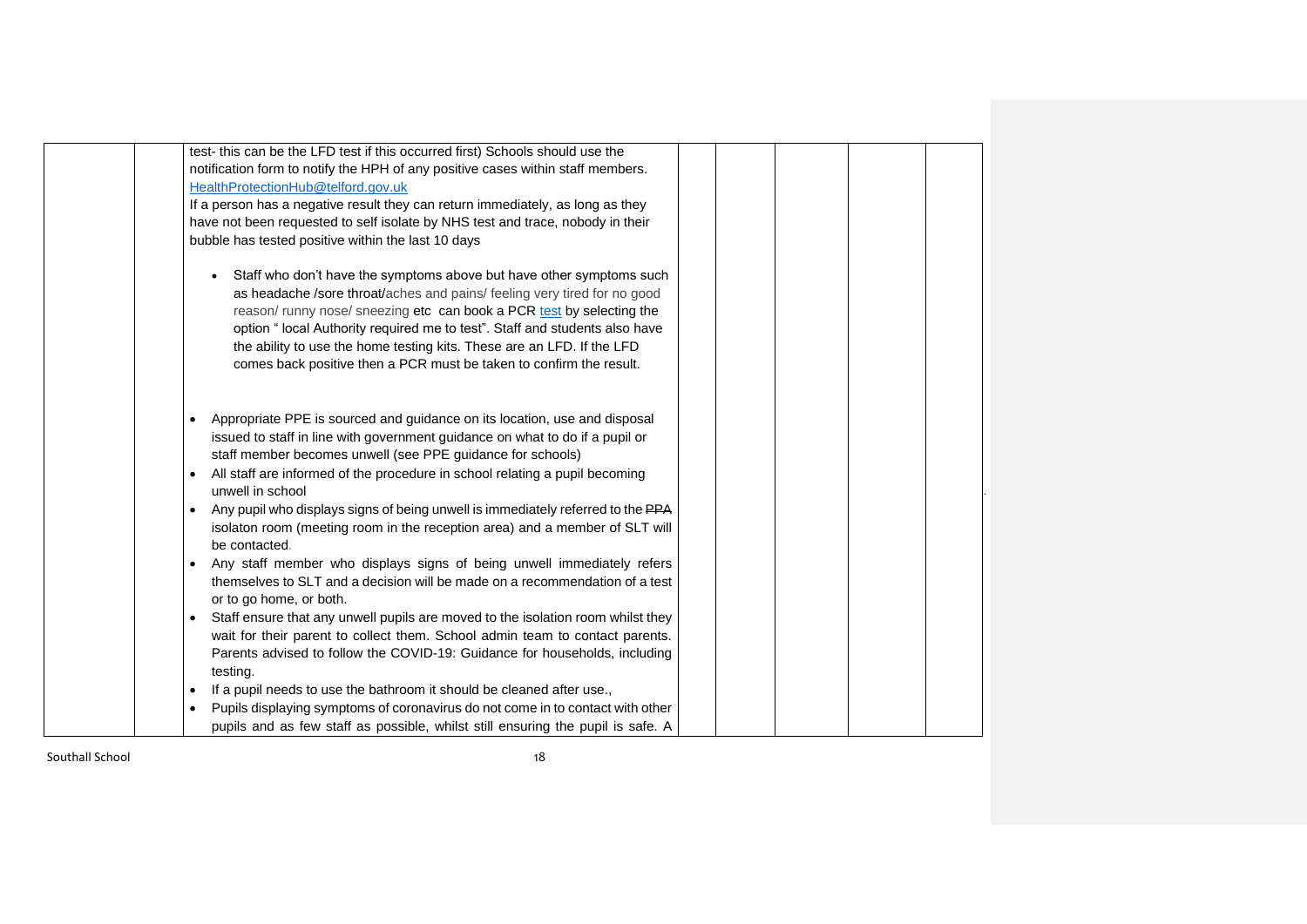| | | | | | | |
|---|---|---|---|---|---|---|
| | | test- this can be the LFD test if this occurred first) Schools should use the notification form to notify the HPH of any positive cases within staff members. HealthProtectionHub@telford.gov.uk<br>If a person has a negative result they can return immediately, as long as they have not been requested to self isolate by NHS test and trace, nobody in their bubble has tested positive within the last 10 days<br><br>• Staff who don't have the symptoms above but have other symptoms such as headache /sore throat/aches and pains/ feeling very tired for no good reason/ runny nose/ sneezing etc can book a PCR test by selecting the option " local Authority required me to test". Staff and students also have the ability to use the home testing kits. These are an LFD. If the LFD comes back positive then a PCR must be taken to confirm the result.<br><br>• Appropriate PPE is sourced and guidance on its location, use and disposal issued to staff in line with government guidance on what to do if a pupil or staff member becomes unwell (see PPE guidance for schools)<br>• All staff are informed of the procedure in school relating a pupil becoming unwell in school<br>• Any pupil who displays signs of being unwell is immediately referred to the ~~PPA~~ isolaton room (meeting room in the reception area) and a member of SLT will be contacted.<br>• Any staff member who displays signs of being unwell immediately refers themselves to SLT and a decision will be made on a recommendation of a test or to go home, or both.<br>• Staff ensure that any unwell pupils are moved to the isolation room whilst they wait for their parent to collect them. School admin team to contact parents. Parents advised to follow the COVID-19: Guidance for households, including testing.<br>• If a pupil needs to use the bathroom it should be cleaned after use.,<br>• Pupils displaying symptoms of coronavirus do not come in to contact with other pupils and as few staff as possible, whilst still ensuring the pupil is safe. A | | | | |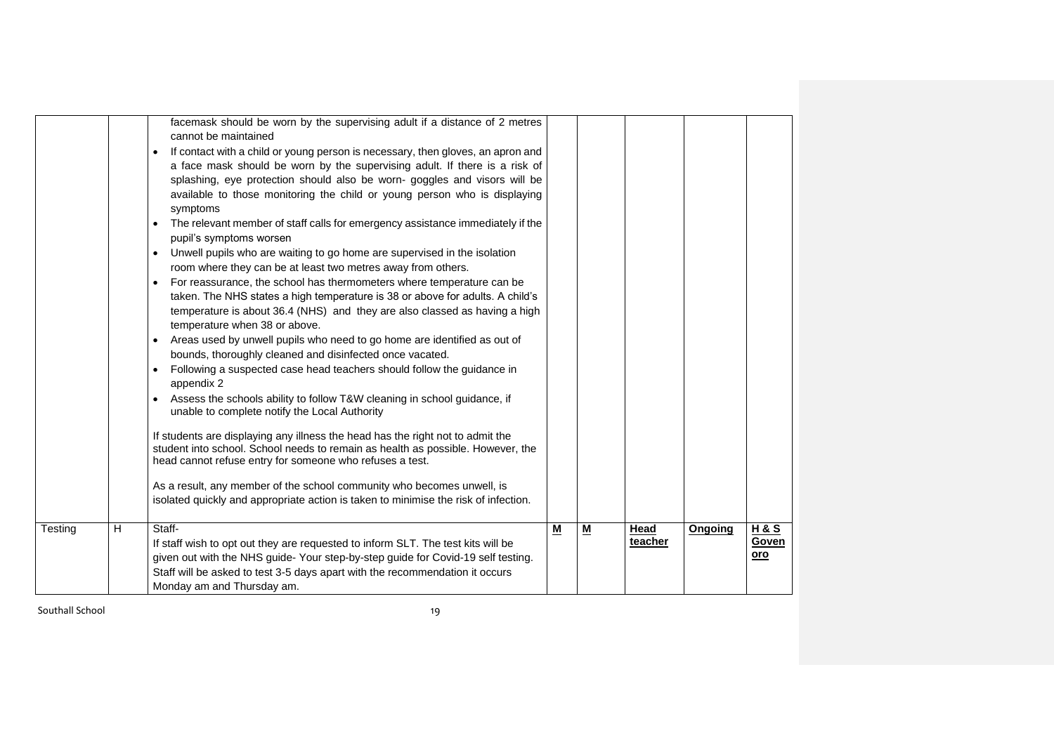| | | | | | | | |
|---|---|---|---|---|---|---|---|
| | | facemask should be worn by the supervising adult if a distance of 2 metres cannot be maintained<br>• If contact with a child or young person is necessary, then gloves, an apron and a face mask should be worn by the supervising adult. If there is a risk of splashing, eye protection should also be worn- goggles and visors will be available to those monitoring the child or young person who is displaying symptoms<br>• The relevant member of staff calls for emergency assistance immediately if the pupil's symptoms worsen<br>• Unwell pupils who are waiting to go home are supervised in the isolation room where they can be at least two metres away from others.<br>• For reassurance, the school has thermometers where temperature can be taken. The NHS states a high temperature is 38 or above for adults. A child's temperature is about 36.4 (NHS) and they are also classed as having a high temperature when 38 or above.<br>• Areas used by unwell pupils who need to go home are identified as out of bounds, thoroughly cleaned and disinfected once vacated.<br>• Following a suspected case head teachers should follow the guidance in appendix 2<br>• Assess the schools ability to follow T&W cleaning in school guidance, if unable to complete notify the Local Authority<br><br>If students are displaying any illness the head has the right not to admit the student into school. School needs to remain as health as possible. However, the head cannot refuse entry for someone who refuses a test.<br><br>As a result, any member of the school community who becomes unwell, is isolated quickly and appropriate action is taken to minimise the risk of infection. | | | | | |
| Testing | H | Staff-<br>If staff wish to opt out they are requested to inform SLT. The test kits will be given out with the NHS guide- Your step-by-step guide for Covid-19 self testing. Staff will be asked to test 3-5 days apart with the recommendation it occurs Monday am and Thursday am. | **M** | **M** | **Head teacher** | **Ongoing** | **H & S Govenoro** |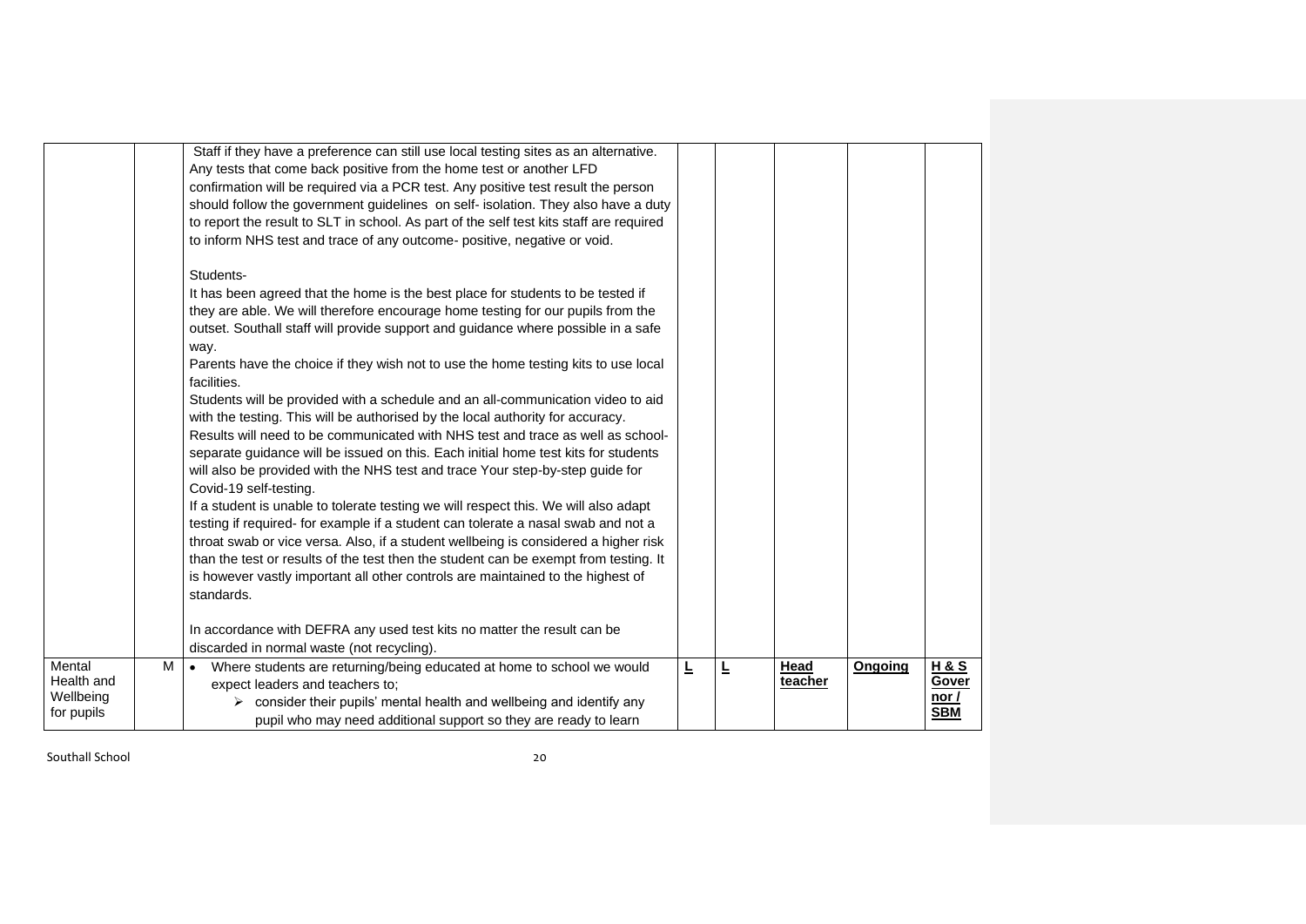| | | | | | | | |
|---|---|---|---|---|---|---|---|
| | | Staff if they have a preference can still use local testing sites as an alternative. Any tests that come back positive from the home test or another LFD confirmation will be required via a PCR test. Any positive test result the person should follow the government guidelines on self- isolation. They also have a duty to report the result to SLT in school. As part of the self test kits staff are required to inform NHS test and trace of any outcome- positive, negative or void.<br><br>Students-<br>It has been agreed that the home is the best place for students to be tested if they are able. We will therefore encourage home testing for our pupils from the outset. Southall staff will provide support and guidance where possible in a safe way.<br>Parents have the choice if they wish not to use the home testing kits to use local facilities.<br>Students will be provided with a schedule and an all-communication video to aid with the testing. This will be authorised by the local authority for accuracy.<br>Results will need to be communicated with NHS test and trace as well as school- separate guidance will be issued on this. Each initial home test kits for students will also be provided with the NHS test and trace Your step-by-step guide for Covid-19 self-testing.<br>If a student is unable to tolerate testing we will respect this. We will also adapt testing if required- for example if a student can tolerate a nasal swab and not a throat swab or vice versa. Also, if a student wellbeing is considered a higher risk than the test or results of the test then the student can be exempt from testing. It is however vastly important all other controls are maintained to the highest of standards.<br><br>In accordance with DEFRA any used test kits no matter the result can be discarded in normal waste (not recycling). | | | | | |
| Mental Health and Wellbeing for pupils | M | • Where students are returning/being educated at home to school we would expect leaders and teachers to;<br>➢ consider their pupils' mental health and wellbeing and identify any pupil who may need additional support so they are ready to learn | **L** | **L** | **Head teacher** | **Ongoing** | **H & S Governor / SBM** |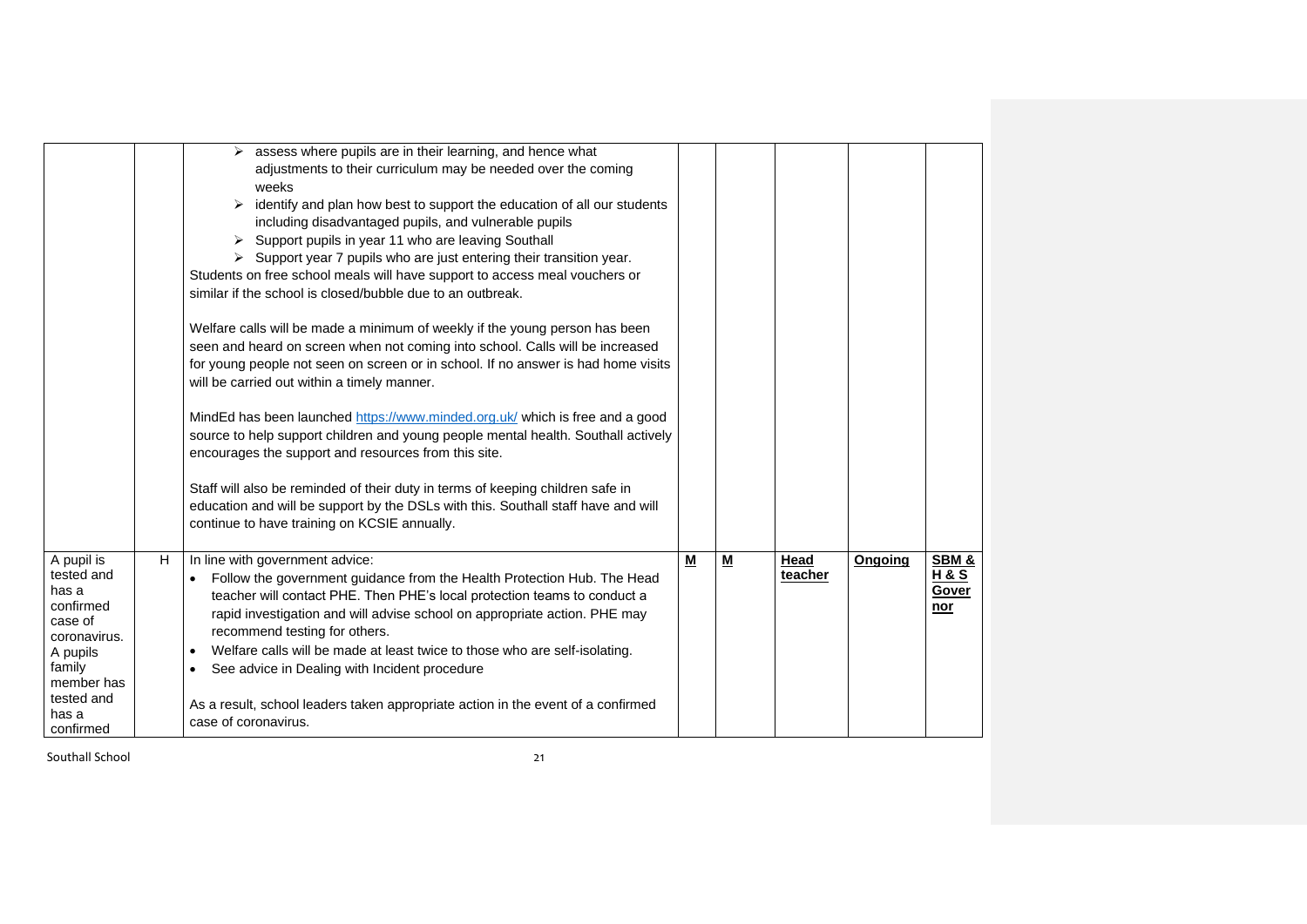| | | | | | | | |
|---|---|---|---|---|---|---|---|
| | | ➢ assess where pupils are in their learning, and hence what adjustments to their curriculum may be needed over the coming weeks<br>➢ identify and plan how best to support the education of all our students including disadvantaged pupils, and vulnerable pupils<br>➢ Support pupils in year 11 who are leaving Southall<br>➢ Support year 7 pupils who are just entering their transition year.<br>Students on free school meals will have support to access meal vouchers or similar if the school is closed/bubble due to an outbreak.<br><br>Welfare calls will be made a minimum of weekly if the young person has been seen and heard on screen when not coming into school. Calls will be increased for young people not seen on screen or in school. If no answer is had home visits will be carried out within a timely manner.<br><br>MindEd has been launched https://www.minded.org.uk/ which is free and a good source to help support children and young people mental health. Southall actively encourages the support and resources from this site.<br><br>Staff will also be reminded of their duty in terms of keeping children safe in education and will be support by the DSLs with this. Southall staff have and will continue to have training on KCSIE annually. | | | | | |
| A pupil is tested and has a confirmed case of coronavirus. A pupils family member has tested and has a confirmed | H | In line with government advice:<br>• Follow the government guidance from the Health Protection Hub. The Head teacher will contact PHE. Then PHE's local protection teams to conduct a rapid investigation and will advise school on appropriate action. PHE may recommend testing for others.<br>• Welfare calls will be made at least twice to those who are self-isolating.<br>• See advice in Dealing with Incident procedure<br><br>As a result, school leaders taken appropriate action in the event of a confirmed case of coronavirus. | **M** | **M** | **Head teacher** | **Ongoing** | **SBM & H & S Governor** |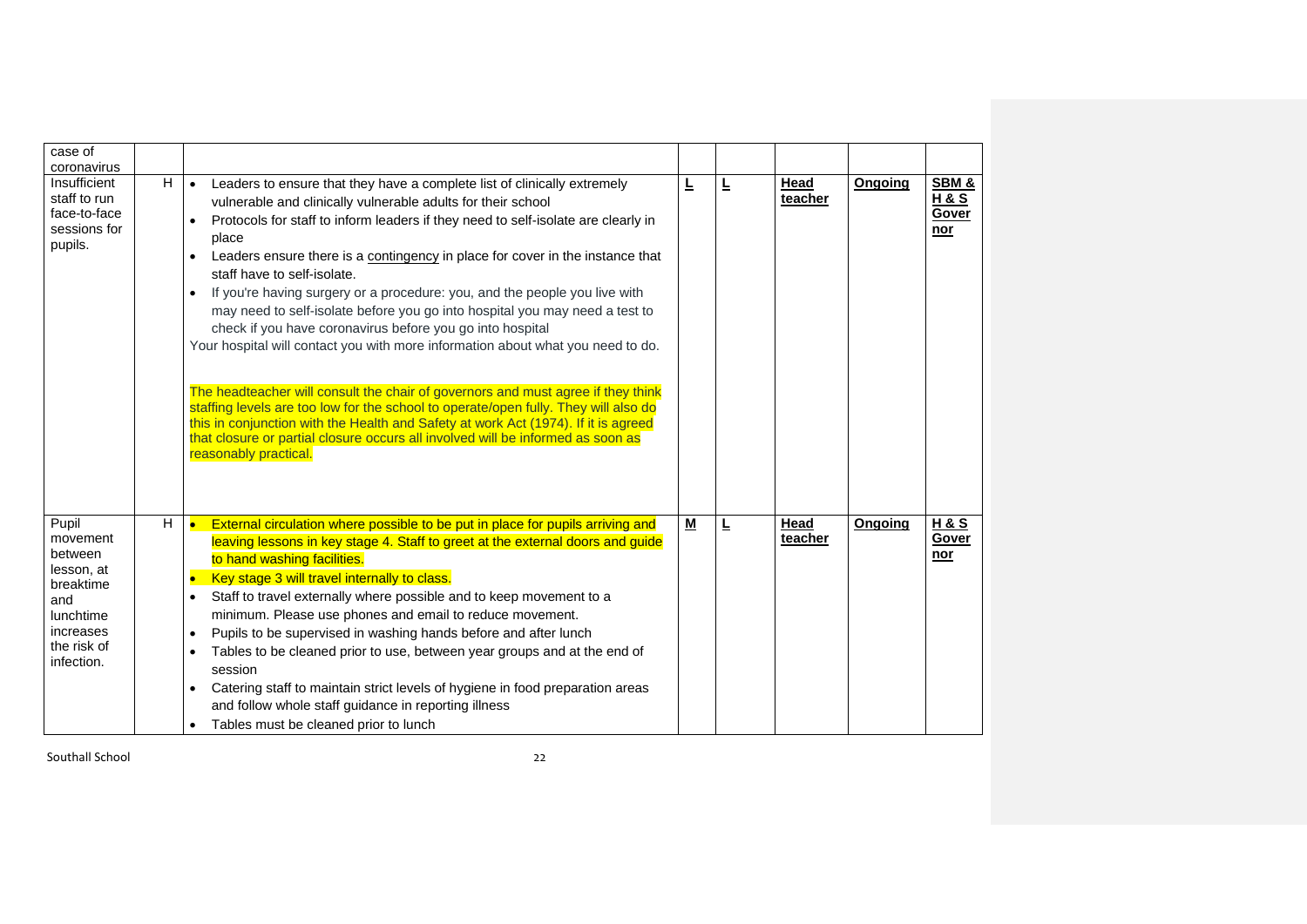| | | | | | | | |
|---|---|---|---|---|---|---|---|
| case of coronavirus | | | | | | | |
| Insufficient staff to run face-to-face sessions for pupils. | H | • Leaders to ensure that they have a complete list of clinically extremely vulnerable and clinically vulnerable adults for their school<br>• Protocols for staff to inform leaders if they need to self-isolate are clearly in place<br>• Leaders ensure there is a contingency in place for cover in the instance that staff have to self-isolate.<br>• If you're having surgery or a procedure: you, and the people you live with may need to self-isolate before you go into hospital you may need a test to check if you have coronavirus before you go into hospital<br>Your hospital will contact you with more information about what you need to do.<br><br>The headteacher will consult the chair of governors and must agree if they think staffing levels are too low for the school to operate/open fully. They will also do this in conjunction with the Health and Safety at work Act (1974). If it is agreed that closure or partial closure occurs all involved will be informed as soon as reasonably practical. | **L** | **L** | **Head teacher** | **Ongoing** | **SBM & H & S Governor** |
| Pupil movement between lesson, at breaktime and lunchtime increases the risk of infection. | H | • External circulation where possible to be put in place for pupils arriving and leaving lessons in key stage 4. Staff to greet at the external doors and guide to hand washing facilities.<br>• Key stage 3 will travel internally to class.<br>• Staff to travel externally where possible and to keep movement to a minimum. Please use phones and email to reduce movement.<br>• Pupils to be supervised in washing hands before and after lunch<br>• Tables to be cleaned prior to use, between year groups and at the end of session<br>• Catering staff to maintain strict levels of hygiene in food preparation areas and follow whole staff guidance in reporting illness<br>• Tables must be cleaned prior to lunch | **M** | **L** | **Head teacher** | **Ongoing** | **H & S Governor** |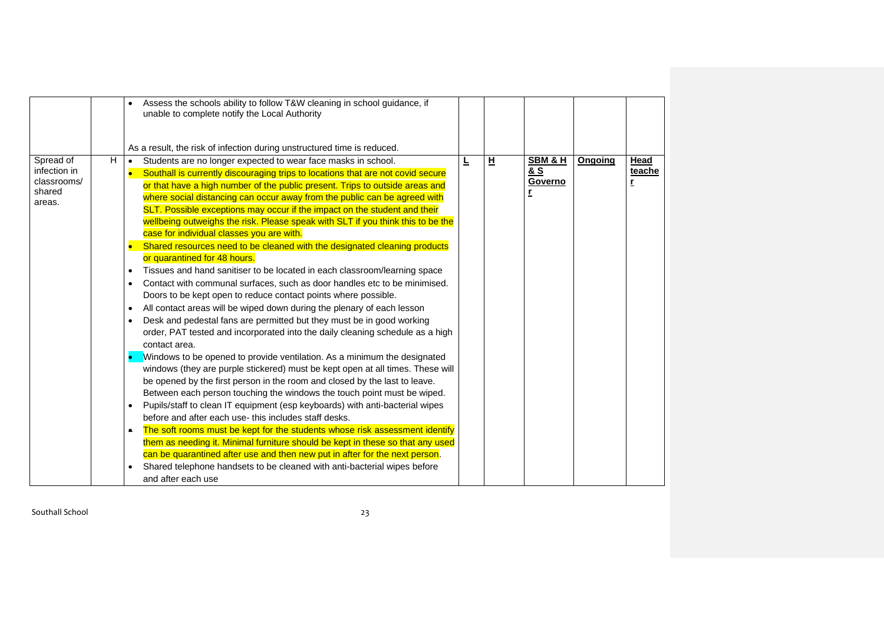| | | | | | | | |
|---|---|---|---|---|---|---|---|
| | | • Assess the schools ability to follow T&W cleaning in school guidance, if unable to complete notify the Local Authority<br><br>As a result, the risk of infection during unstructured time is reduced. | | | | | |
| Spread of infection in classrooms/ shared areas. | H | • Students are no longer expected to wear face masks in school.<br>• Southall is currently discouraging trips to locations that are not covid secure or that have a high number of the public present. Trips to outside areas and where social distancing can occur away from the public can be agreed with SLT. Possible exceptions may occur if the impact on the student and their wellbeing outweighs the risk. Please speak with SLT if you think this to be the case for individual classes you are with.<br>• Shared resources need to be cleaned with the designated cleaning products or quarantined for 48 hours.<br>• Tissues and hand sanitiser to be located in each classroom/learning space<br>• Contact with communal surfaces, such as door handles etc to be minimised. Doors to be kept open to reduce contact points where possible.<br>• All contact areas will be wiped down during the plenary of each lesson<br>• Desk and pedestal fans are permitted but they must be in good working order, PAT tested and incorporated into the daily cleaning schedule as a high contact area.<br>• Windows to be opened to provide ventilation. As a minimum the designated windows (they are purple stickered) must be kept open at all times. These will be opened by the first person in the room and closed by the last to leave. Between each person touching the windows the touch point must be wiped.<br>• Pupils/staff to clean IT equipment (esp keyboards) with anti-bacterial wipes before and after each use- this includes staff desks.<br>• The soft rooms must be kept for the students whose risk assessment identify them as needing it. Minimal furniture should be kept in these so that any used can be quarantined after use and then new put in after for the next person.<br>• Shared telephone handsets to be cleaned with anti-bacterial wipes before and after each use | **L** | **H** | **SBM & H & S Governor** | **Ongoing** | **Head teacher** |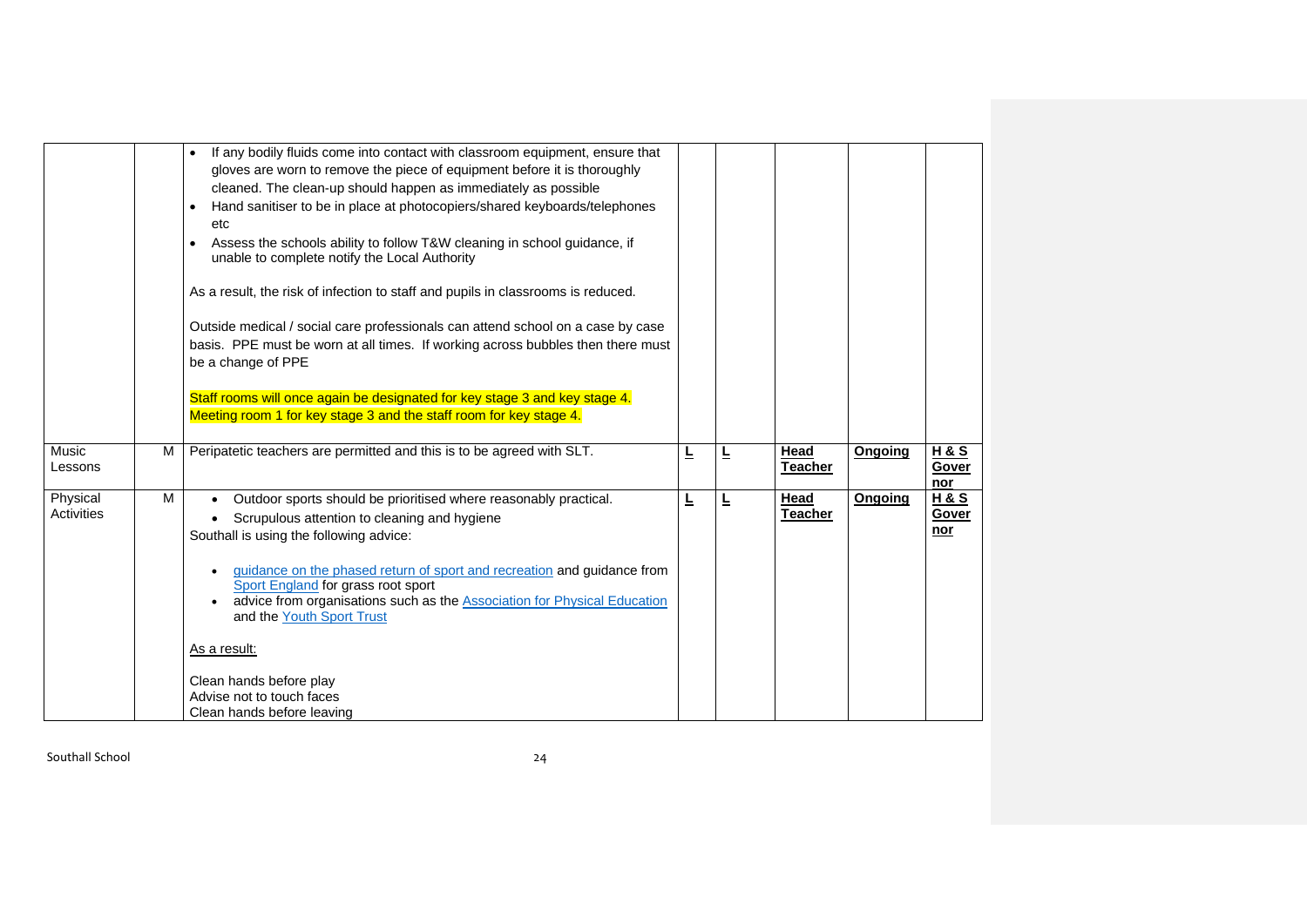| | | | | | | | |
|---|---|---|---|---|---|---|---|
| | | • If any bodily fluids come into contact with classroom equipment, ensure that gloves are worn to remove the piece of equipment before it is thoroughly cleaned. The clean-up should happen as immediately as possible<br>• Hand sanitiser to be in place at photocopiers/shared keyboards/telephones etc<br>• Assess the schools ability to follow T&W cleaning in school guidance, if unable to complete notify the Local Authority<br><br>As a result, the risk of infection to staff and pupils in classrooms is reduced.<br><br>Outside medical / social care professionals can attend school on a case by case basis. PPE must be worn at all times. If working across bubbles then there must be a change of PPE<br><br>Staff rooms will once again be designated for key stage 3 and key stage 4. Meeting room 1 for key stage 3 and the staff room for key stage 4. | | | | | |
| Music Lessons | M | Peripatetic teachers are permitted and this is to be agreed with SLT. | **L** | **L** | **Head Teacher** | **Ongoing** | **H & S Governor** |
| Physical Activities | M | • Outdoor sports should be prioritised where reasonably practical.<br>• Scrupulous attention to cleaning and hygiene<br>Southall is using the following advice:<br><br>• guidance on the phased return of sport and recreation and guidance from Sport England for grass root sport<br>• advice from organisations such as the Association for Physical Education and the Youth Sport Trust<br><br>As a result:<br><br>Clean hands before play<br>Advise not to touch faces<br>Clean hands before leaving | **L** | **L** | **Head Teacher** | **Ongoing** | **H & S Governor** |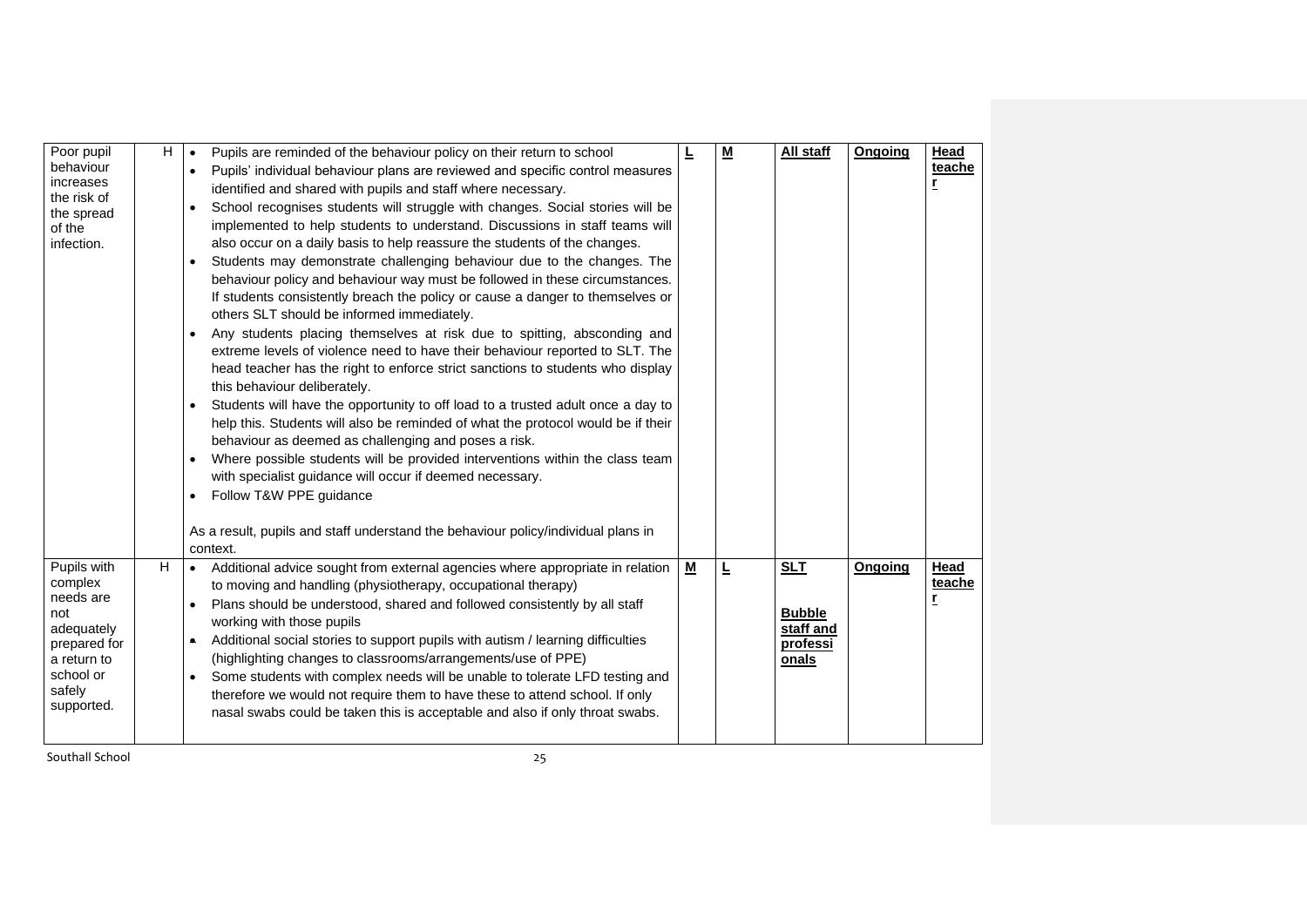| Poor pupil behaviour increases the risk of the spread of the infection. | H | • Pupils are reminded of the behaviour policy on their return to school<br>• Pupils' individual behaviour plans are reviewed and specific control measures identified and shared with pupils and staff where necessary.<br>• School recognises students will struggle with changes. Social stories will be implemented to help students to understand. Discussions in staff teams will also occur on a daily basis to help reassure the students of the changes.<br>• Students may demonstrate challenging behaviour due to the changes. The behaviour policy and behaviour way must be followed in these circumstances. If students consistently breach the policy or cause a danger to themselves or others SLT should be informed immediately.<br>• Any students placing themselves at risk due to spitting, absconding and extreme levels of violence need to have their behaviour reported to SLT. The head teacher has the right to enforce strict sanctions to students who display this behaviour deliberately.<br>• Students will have the opportunity to off load to a trusted adult once a day to help this. Students will also be reminded of what the protocol would be if their behaviour as deemed as challenging and poses a risk.<br>• Where possible students will be provided interventions within the class team with specialist guidance will occur if deemed necessary.<br>• Follow T&W PPE guidance<br><br>As a result, pupils and staff understand the behaviour policy/individual plans in context. | **L** | **M** | **All staff** | **Ongoing** | **Head teacher** |
|---|---|---|---|---|---|---|---|
| Pupils with complex needs are not adequately prepared for a return to school or safely supported. | H | • Additional advice sought from external agencies where appropriate in relation to moving and handling (physiotherapy, occupational therapy)<br>• Plans should be understood, shared and followed consistently by all staff working with those pupils<br>• Additional social stories to support pupils with autism / learning difficulties (highlighting changes to classrooms/arrangements/use of PPE)<br>• Some students with complex needs will be unable to tolerate LFD testing and therefore we would not require them to have these to attend school. If only nasal swabs could be taken this is acceptable and also if only throat swabs. | **M** | **L** | **SLT**<br><br>**Bubble staff and professionals** | **Ongoing** | **Head teacher** |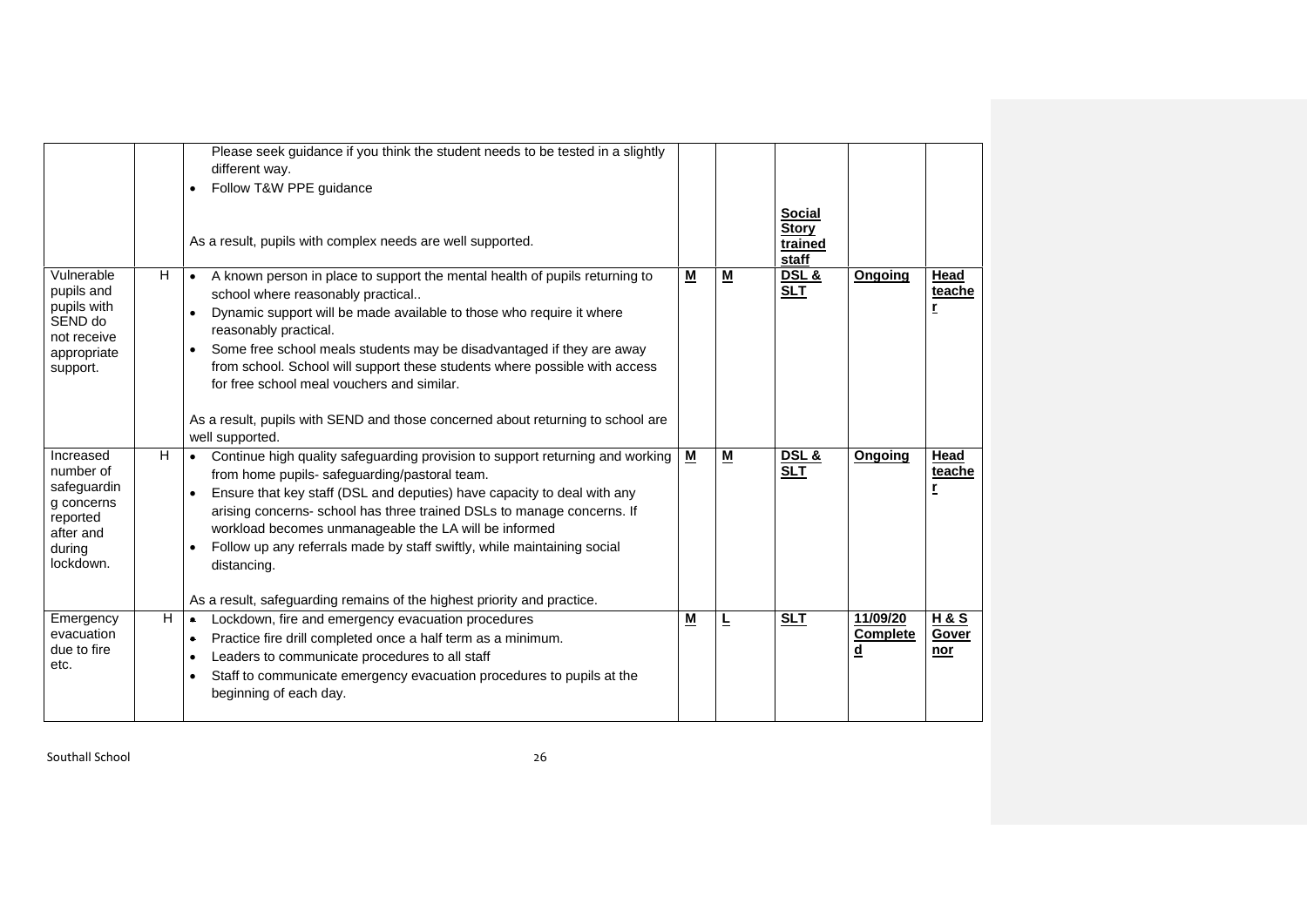| | | | | | | | |
|---|---|---|---|---|---|---|---|
| | | Please seek guidance if you think the student needs to be tested in a slightly different way.<br>• Follow T&W PPE guidance<br><br>As a result, pupils with complex needs are well supported. | | | **Social Story trained staff** | | |
| Vulnerable pupils and pupils with SEND do not receive appropriate support. | H | • A known person in place to support the mental health of pupils returning to school where reasonably practical..<br>• Dynamic support will be made available to those who require it where reasonably practical.<br>• Some free school meals students may be disadvantaged if they are away from school. School will support these students where possible with access for free school meal vouchers and similar.<br><br>As a result, pupils with SEND and those concerned about returning to school are well supported. | **M** | **M** | **DSL & SLT** | **Ongoing** | **Head teacher** |
| Increased number of safeguarding concerns reported after and during lockdown. | H | • Continue high quality safeguarding provision to support returning and working from home pupils- safeguarding/pastoral team.<br>• Ensure that key staff (DSL and deputies) have capacity to deal with any arising concerns- school has three trained DSLs to manage concerns. If workload becomes unmanageable the LA will be informed<br>• Follow up any referrals made by staff swiftly, while maintaining social distancing.<br><br>As a result, safeguarding remains of the highest priority and practice. | **M** | **M** | **DSL & SLT** | **Ongoing** | **Head teacher** |
| Emergency evacuation due to fire etc. | H | • Lockdown, fire and emergency evacuation procedures<br>• Practice fire drill completed once a half term as a minimum.<br>• Leaders to communicate procedures to all staff<br>• Staff to communicate emergency evacuation procedures to pupils at the beginning of each day. | **M** | **L** | **SLT** | **11/09/20 Completed** | **H & S Governor** |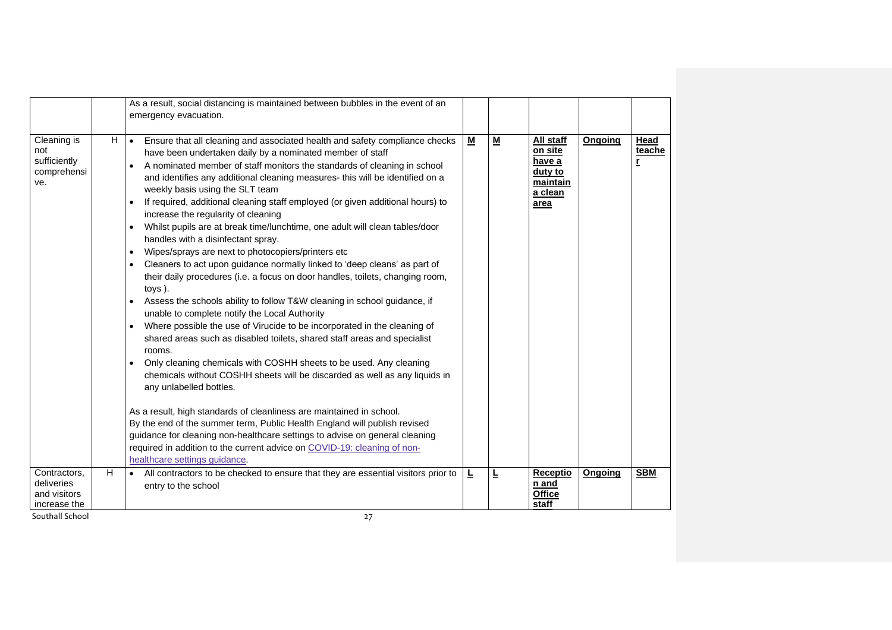|  |  |  |  |  |  |  |  |
|---|---|---|---|---|---|---|---|
|  |  | As a result, social distancing is maintained between bubbles in the event of an emergency evacuation. |  |  |  |  |  |
| Cleaning is not sufficiently comprehensive. | H | • Ensure that all cleaning and associated health and safety compliance checks have been undertaken daily by a nominated member of staff<br>• A nominated member of staff monitors the standards of cleaning in school and identifies any additional cleaning measures- this will be identified on a weekly basis using the SLT team<br>• If required, additional cleaning staff employed (or given additional hours) to increase the regularity of cleaning<br>• Whilst pupils are at break time/lunchtime, one adult will clean tables/door handles with a disinfectant spray.<br>• Wipes/sprays are next to photocopiers/printers etc<br>• Cleaners to act upon guidance normally linked to 'deep cleans' as part of their daily procedures (i.e. a focus on door handles, toilets, changing room, toys ).<br>• Assess the schools ability to follow T&W cleaning in school guidance, if unable to complete notify the Local Authority<br>• Where possible the use of Virucide to be incorporated in the cleaning of shared areas such as disabled toilets, shared staff areas and specialist rooms.<br>• Only cleaning chemicals with COSHH sheets to be used. Any cleaning chemicals without COSHH sheets will be discarded as well as any liquids in any unlabelled bottles.<br><br>As a result, high standards of cleanliness are maintained in school.<br>By the end of the summer term, Public Health England will publish revised guidance for cleaning non-healthcare settings to advise on general cleaning required in addition to the current advice on COVID-19: cleaning of non-healthcare settings guidance. | **M** | **M** | **All staff on site have a duty to maintain a clean area** | **Ongoing** | **Head teacher** |
| Contractors, deliveries and visitors increase the | H | • All contractors to be checked to ensure that they are essential visitors prior to entry to the school | **L** | **L** | **Reception and Office staff** | **Ongoing** | **SBM** |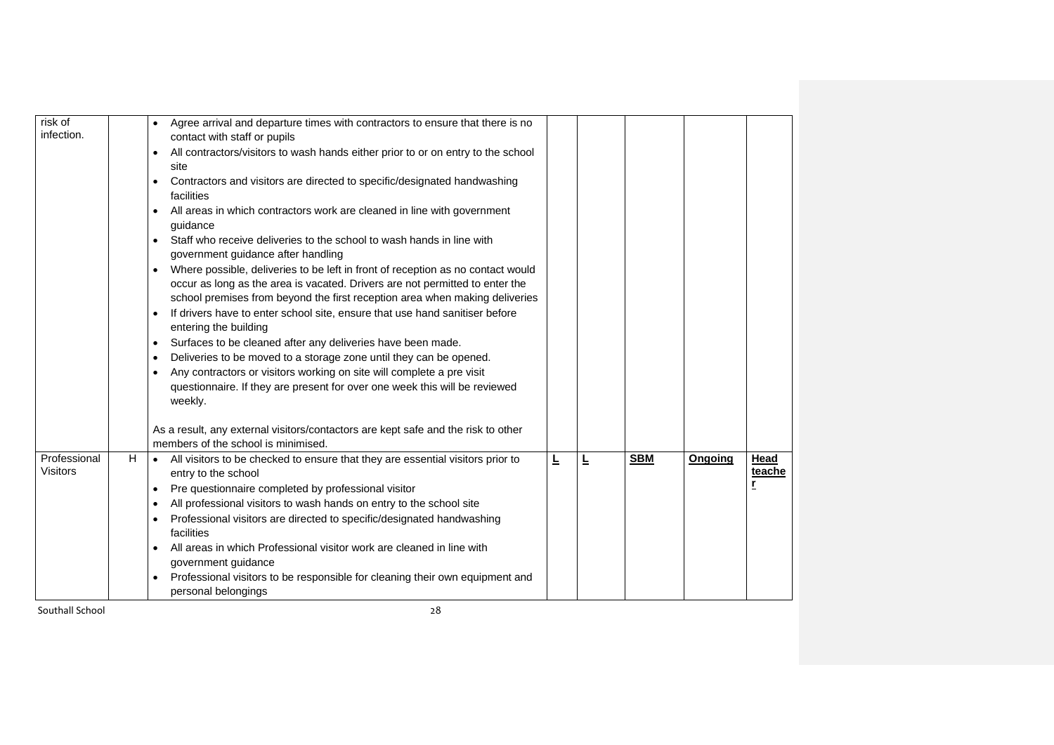| | | | | | | | |
|---|---|---|---|---|---|---|---|
| risk of infection. | | • Agree arrival and departure times with contractors to ensure that there is no contact with staff or pupils<br>• All contractors/visitors to wash hands either prior to or on entry to the school site<br>• Contractors and visitors are directed to specific/designated handwashing facilities<br>• All areas in which contractors work are cleaned in line with government guidance<br>• Staff who receive deliveries to the school to wash hands in line with government guidance after handling<br>• Where possible, deliveries to be left in front of reception as no contact would occur as long as the area is vacated. Drivers are not permitted to enter the school premises from beyond the first reception area when making deliveries<br>• If drivers have to enter school site, ensure that use hand sanitiser before entering the building<br>• Surfaces to be cleaned after any deliveries have been made.<br>• Deliveries to be moved to a storage zone until they can be opened.<br>• Any contractors or visitors working on site will complete a pre visit questionnaire. If they are present for over one week this will be reviewed weekly.<br><br>As a result, any external visitors/contactors are kept safe and the risk to other members of the school is minimised. | | | | | |
| Professional Visitors | H | • All visitors to be checked to ensure that they are essential visitors prior to entry to the school<br>• Pre questionnaire completed by professional visitor<br>• All professional visitors to wash hands on entry to the school site<br>• Professional visitors are directed to specific/designated handwashing facilities<br>• All areas in which Professional visitor work are cleaned in line with government guidance<br>• Professional visitors to be responsible for cleaning their own equipment and personal belongings | **L** | **L** | **SBM** | **Ongoing** | **Head teacher** |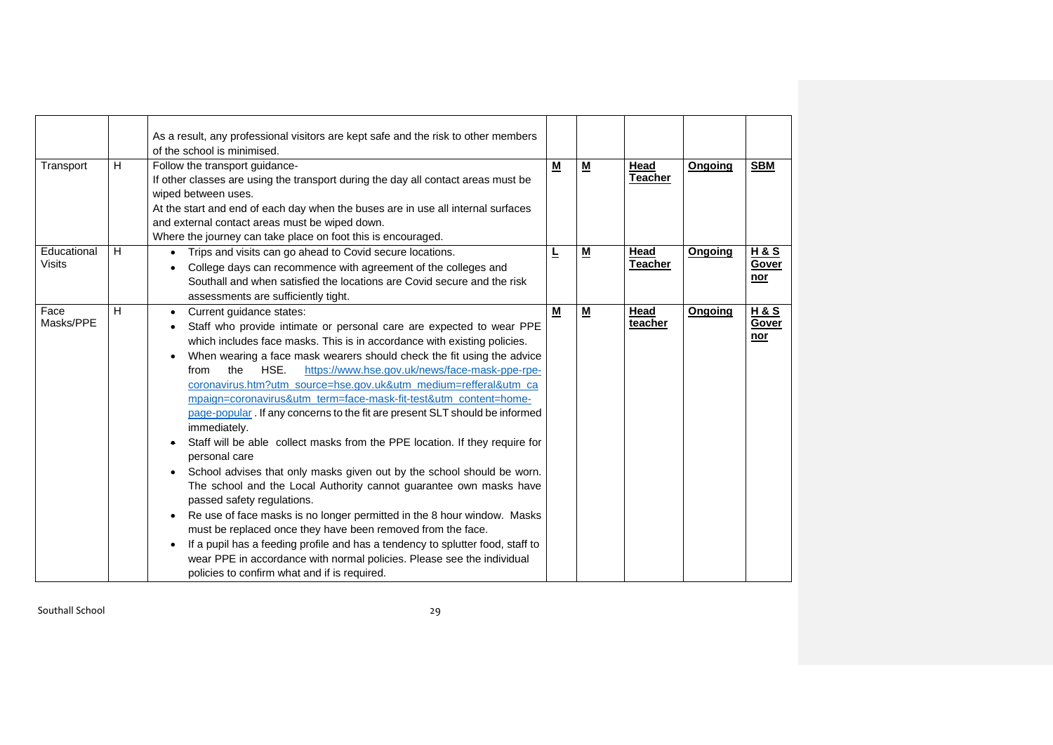| | | | | | | | |
|---|---|---|---|---|---|---|---|
| | | As a result, any professional visitors are kept safe and the risk to other members of the school is minimised. | | | | | |
| Transport | H | Follow the transport guidance-<br>If other classes are using the transport during the day all contact areas must be wiped between uses.<br>At the start and end of each day when the buses are in use all internal surfaces and external contact areas must be wiped down.<br>Where the journey can take place on foot this is encouraged. | **M** | **M** | **Head Teacher** | **Ongoing** | **SBM** |
| Educational Visits | H | • Trips and visits can go ahead to Covid secure locations.<br>• College days can recommence with agreement of the colleges and Southall and when satisfied the locations are Covid secure and the risk assessments are sufficiently tight. | **L** | **M** | **Head Teacher** | **Ongoing** | **H & S Governor** |
| Face Masks/PPE | H | • Current guidance states:<br>• Staff who provide intimate or personal care are expected to wear PPE which includes face masks. This is in accordance with existing policies.<br>• When wearing a face mask wearers should check the fit using the advice from the HSE. https://www.hse.gov.uk/news/face-mask-ppe-rpe-coronavirus.htm?utm_source=hse.gov.uk&utm_medium=refferal&utm_campaign=coronavirus&utm_term=face-mask-fit-test&utm_content=home-page-popular . If any concerns to the fit are present SLT should be informed immediately.<br>• Staff will be able collect masks from the PPE location. If they require for personal care<br>• School advises that only masks given out by the school should be worn. The school and the Local Authority cannot guarantee own masks have passed safety regulations.<br>• Re use of face masks is no longer permitted in the 8 hour window. Masks must be replaced once they have been removed from the face.<br>• If a pupil has a feeding profile and has a tendency to splutter food, staff to wear PPE in accordance with normal policies. Please see the individual policies to confirm what and if is required. | **M** | **M** | **Head teacher** | **Ongoing** | **H & S Governor** |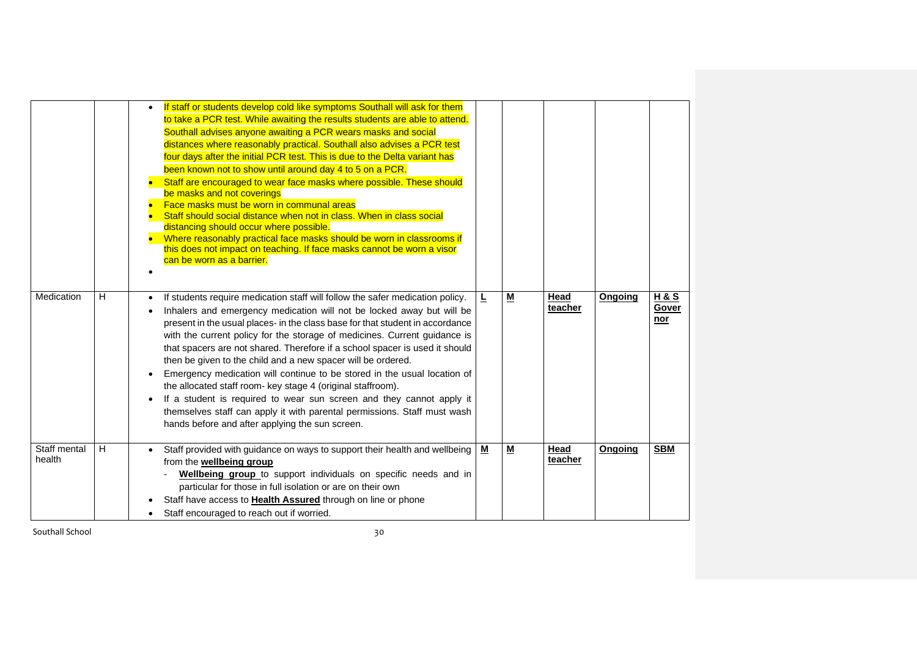| | | | | | | | |
|---|---|---|---|---|---|---|---|
| | | • If staff or students develop cold like symptoms Southall will ask for them to take a PCR test. While awaiting the results students are able to attend. Southall advises anyone awaiting a PCR wears masks and social distances where reasonably practical. Southall also advises a PCR test four days after the initial PCR test. This is due to the Delta variant has been known not to show until around day 4 to 5 on a PCR.<br>• Staff are encouraged to wear face masks where possible. These should be masks and not coverings<br>• Face masks must be worn in communal areas<br>• Staff should social distance when not in class. When in class social distancing should occur where possible.<br>• Where reasonably practical face masks should be worn in classrooms if this does not impact on teaching. If face masks cannot be worn a visor can be worn as a barrier.<br>• | | | | | |
| Medication | H | • If students require medication staff will follow the safer medication policy.<br>• Inhalers and emergency medication will not be locked away but will be present in the usual places- in the class base for that student in accordance with the current policy for the storage of medicines. Current guidance is that spacers are not shared. Therefore if a school spacer is used it should then be given to the child and a new spacer will be ordered.<br>• Emergency medication will continue to be stored in the usual location of the allocated staff room- key stage 4 (original staffroom).<br>• If a student is required to wear sun screen and they cannot apply it themselves staff can apply it with parental permissions. Staff must wash hands before and after applying the sun screen. | **L** | **M** | **Head teacher** | **Ongoing** | **H & S Governor** |
| Staff mental health | H | • Staff provided with guidance on ways to support their health and wellbeing from the **wellbeing group**<br>- **Wellbeing group** to support individuals on specific needs and in particular for those in full isolation or are on their own<br>• Staff have access to **Health Assured** through on line or phone<br>• Staff encouraged to reach out if worried. | **M** | **M** | **Head teacher** | **Ongoing** | **SBM** |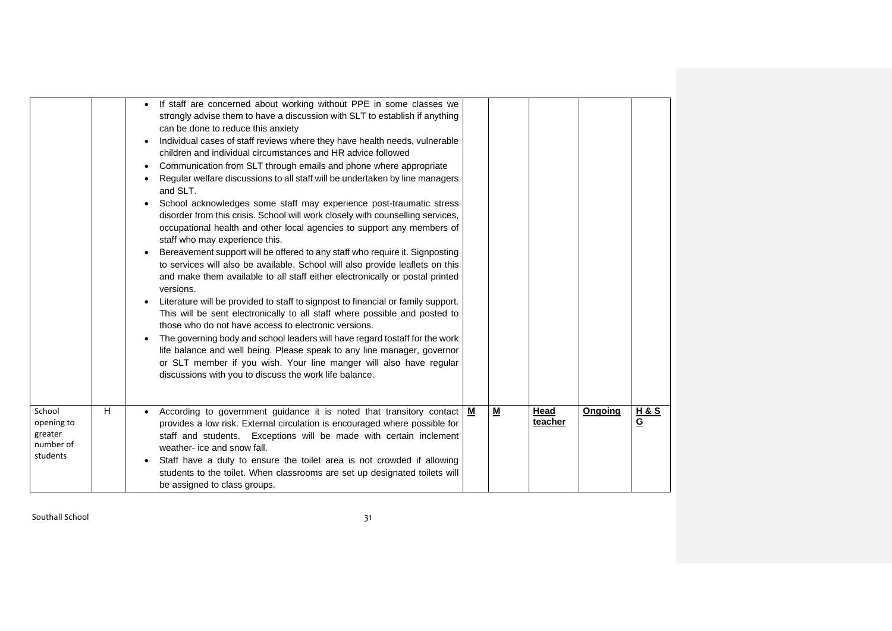| | | | | | | | |
|---|---|---|---|---|---|---|---|
| | | • If staff are concerned about working without PPE in some classes we strongly advise them to have a discussion with SLT to establish if anything can be done to reduce this anxiety<br>• Individual cases of staff reviews where they have health needs, vulnerable children and individual circumstances and HR advice followed<br>• Communication from SLT through emails and phone where appropriate<br>• Regular welfare discussions to all staff will be undertaken by line managers and SLT.<br>• School acknowledges some staff may experience post-traumatic stress disorder from this crisis. School will work closely with counselling services, occupational health and other local agencies to support any members of staff who may experience this.<br>• Bereavement support will be offered to any staff who require it. Signposting to services will also be available. School will also provide leaflets on this and make them available to all staff either electronically or postal printed versions.<br>• Literature will be provided to staff to signpost to financial or family support. This will be sent electronically to all staff where possible and posted to those who do not have access to electronic versions.<br>• The governing body and school leaders will have regard tostaff for the work life balance and well being. Please speak to any line manager, governor or SLT member if you wish. Your line manger will also have regular discussions with you to discuss the work life balance. | | | | | |
| School opening to greater number of students | H | • According to government guidance it is noted that transitory contact provides a low risk. External circulation is encouraged where possible for staff and students. Exceptions will be made with certain inclement weather- ice and snow fall.<br>• Staff have a duty to ensure the toilet area is not crowded if allowing students to the toilet. When classrooms are set up designated toilets will be assigned to class groups. | **M** | **M** | **Head teacher** | **Ongoing** | **H & S G** |

Southall School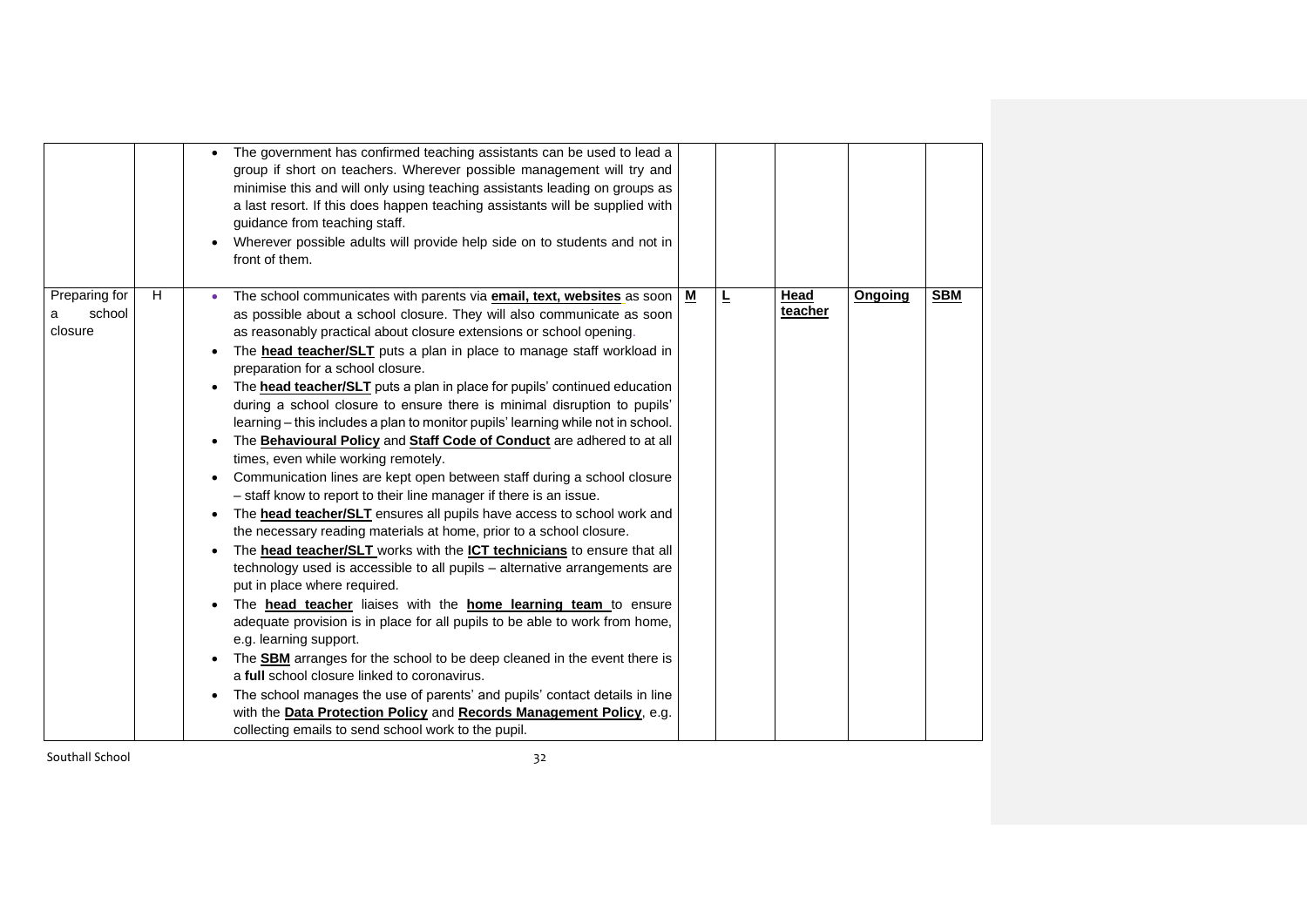| | | | | | | | |
|---|---|---|---|---|---|---|---|
| | | • The government has confirmed teaching assistants can be used to lead a group if short on teachers. Wherever possible management will try and minimise this and will only using teaching assistants leading on groups as a last resort. If this does happen teaching assistants will be supplied with guidance from teaching staff.<br>• Wherever possible adults will provide help side on to students and not in front of them. | | | | | |
| Preparing for a school closure | H | • The school communicates with parents via **email, text, websites** as soon as possible about a school closure. They will also communicate as soon as reasonably practical about closure extensions or school opening.<br>• The **head teacher/SLT** puts a plan in place to manage staff workload in preparation for a school closure.<br>• The **head teacher/SLT** puts a plan in place for pupils' continued education during a school closure to ensure there is minimal disruption to pupils' learning – this includes a plan to monitor pupils' learning while not in school.<br>• The **Behavioural Policy** and **Staff Code of Conduct** are adhered to at all times, even while working remotely.<br>• Communication lines are kept open between staff during a school closure – staff know to report to their line manager if there is an issue.<br>• The **head teacher/SLT** ensures all pupils have access to school work and the necessary reading materials at home, prior to a school closure.<br>• The **head teacher/SLT** works with the **ICT technicians** to ensure that all technology used is accessible to all pupils – alternative arrangements are put in place where required.<br>• The **head teacher** liaises with the **home learning team** to ensure adequate provision is in place for all pupils to be able to work from home, e.g. learning support.<br>• The **SBM** arranges for the school to be deep cleaned in the event there is a **full** school closure linked to coronavirus.<br>• The school manages the use of parents' and pupils' contact details in line with the **Data Protection Policy** and **Records Management Policy**, e.g. collecting emails to send school work to the pupil. | **M** | **L** | **Head teacher** | **Ongoing** | **SBM** |

Southall School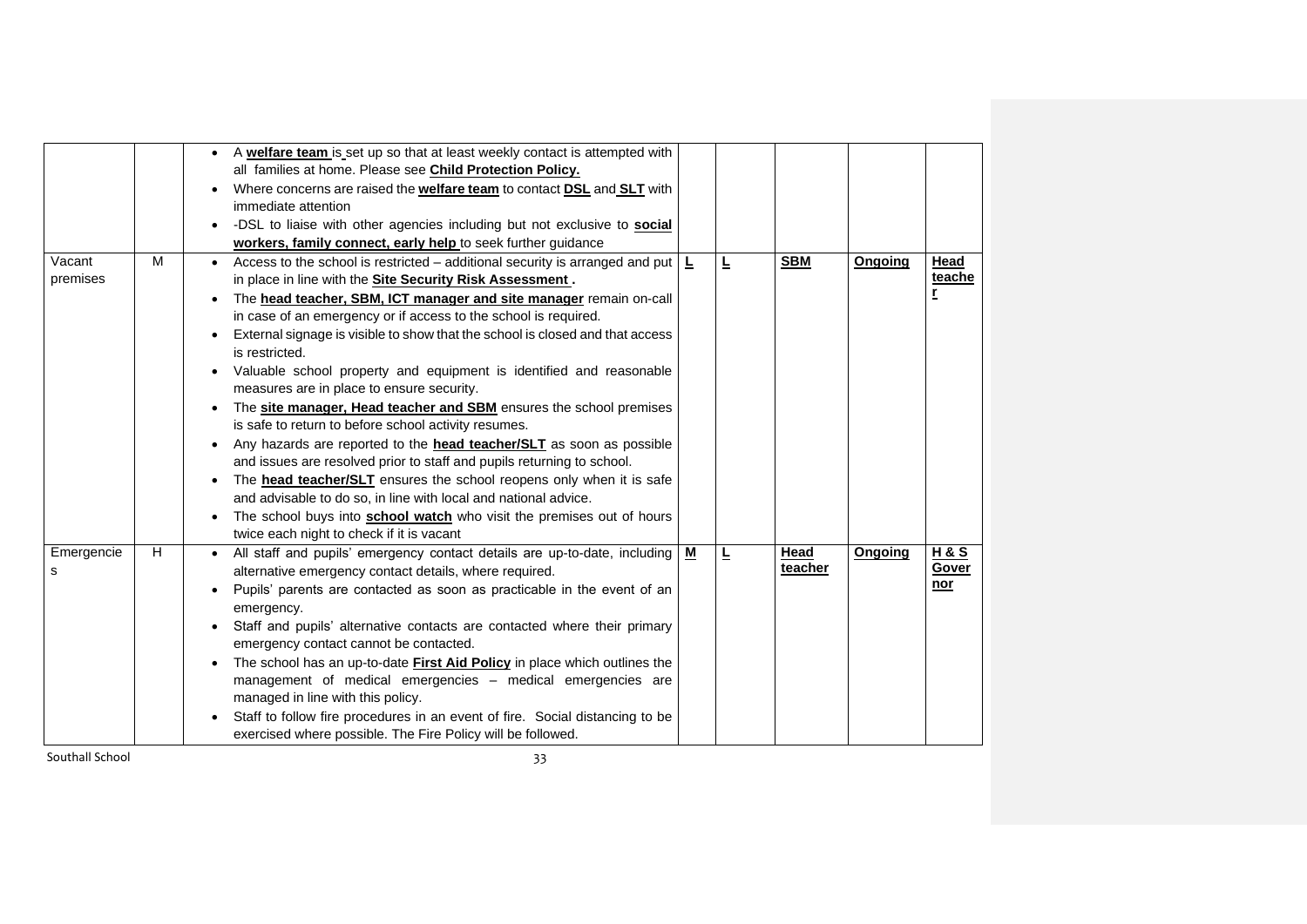| | | | | | | | |
|---|---|---|---|---|---|---|---|
| | | • A **welfare team** is set up so that at least weekly contact is attempted with all families at home. Please see **Child Protection Policy.**<br>• Where concerns are raised the **welfare team** to contact **DSL** and **SLT** with immediate attention<br>• -DSL to liaise with other agencies including but not exclusive to **social workers, family connect, early help** to seek further guidance | | | | | |
| Vacant premises | M | • Access to the school is restricted – additional security is arranged and put in place in line with the **Site Security Risk Assessment .**<br>• The **head teacher, SBM, ICT manager and site manager** remain on-call in case of an emergency or if access to the school is required.<br>• External signage is visible to show that the school is closed and that access is restricted.<br>• Valuable school property and equipment is identified and reasonable measures are in place to ensure security.<br>• The **site manager, Head teacher and SBM** ensures the school premises is safe to return to before school activity resumes.<br>• Any hazards are reported to the **head teacher/SLT** as soon as possible and issues are resolved prior to staff and pupils returning to school.<br>• The **head teacher/SLT** ensures the school reopens only when it is safe and advisable to do so, in line with local and national advice.<br>• The school buys into **school watch** who visit the premises out of hours twice each night to check if it is vacant | **L** | **L** | **SBM** | **Ongoing** | **Head teacher** |
| Emergencies | H | • All staff and pupils' emergency contact details are up-to-date, including alternative emergency contact details, where required.<br>• Pupils' parents are contacted as soon as practicable in the event of an emergency.<br>• Staff and pupils' alternative contacts are contacted where their primary emergency contact cannot be contacted.<br>• The school has an up-to-date **First Aid Policy** in place which outlines the management of medical emergencies – medical emergencies are managed in line with this policy.<br>• Staff to follow fire procedures in an event of fire. Social distancing to be exercised where possible. The Fire Policy will be followed. | **M** | **L** | **Head teacher** | **Ongoing** | **H & S Governor** |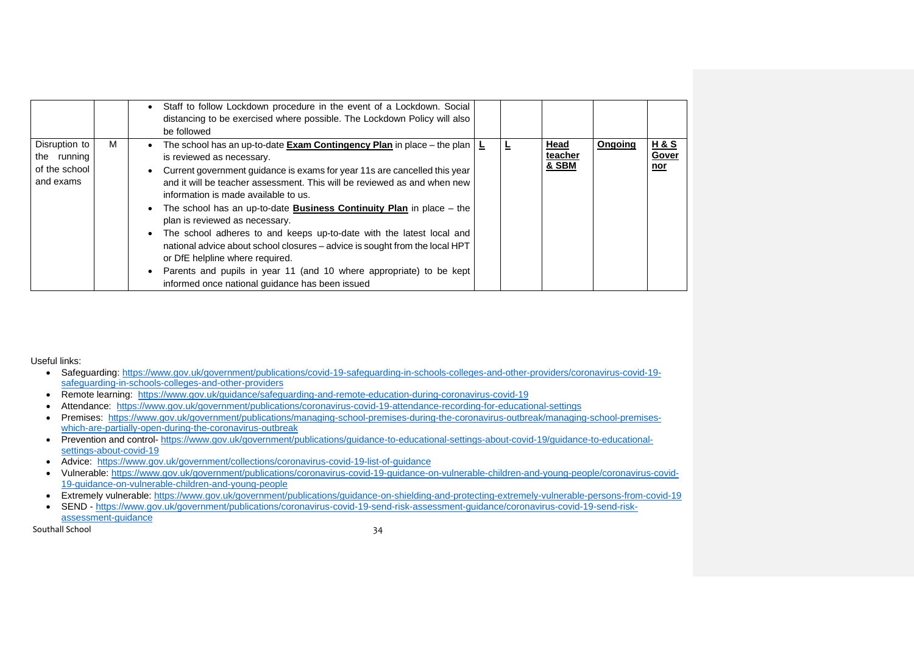| | | | | | | | |
|---|---|---|---|---|---|---|---|
| | | • Staff to follow Lockdown procedure in the event of a Lockdown. Social distancing to be exercised where possible. The Lockdown Policy will also be followed | | | | | |
| Disruption to the running of the school and exams | M | • The school has an up-to-date **Exam Contingency Plan** in place – the plan is reviewed as necessary.<br>• Current government guidance is exams for year 11s are cancelled this year and it will be teacher assessment. This will be reviewed as and when new information is made available to us.<br>• The school has an up-to-date **Business Continuity Plan** in place – the plan is reviewed as necessary.<br>• The school adheres to and keeps up-to-date with the latest local and national advice about school closures – advice is sought from the local HPT or DfE helpline where required.<br>• Parents and pupils in year 11 (and 10 where appropriate) to be kept informed once national guidance has been issued | **L** | **L** | **Head teacher & SBM** | **Ongoing** | **H & S Governor** |

Useful links:

- Safeguarding: https://www.gov.uk/government/publications/covid-19-safeguarding-in-schools-colleges-and-other-providers/coronavirus-covid-19-safeguarding-in-schools-colleges-and-other-providers
- Remote learning: https://www.gov.uk/guidance/safeguarding-and-remote-education-during-coronavirus-covid-19
- Attendance: https://www.gov.uk/government/publications/coronavirus-covid-19-attendance-recording-for-educational-settings
- Premises: https://www.gov.uk/government/publications/managing-school-premises-during-the-coronavirus-outbreak/managing-school-premises-which-are-partially-open-during-the-coronavirus-outbreak
- Prevention and control- https://www.gov.uk/government/publications/guidance-to-educational-settings-about-covid-19/guidance-to-educational-settings-about-covid-19
- Advice: https://www.gov.uk/government/collections/coronavirus-covid-19-list-of-guidance
- Vulnerable: https://www.gov.uk/government/publications/coronavirus-covid-19-guidance-on-vulnerable-children-and-young-people/coronavirus-covid-19-guidance-on-vulnerable-children-and-young-people
- Extremely vulnerable: https://www.gov.uk/government/publications/guidance-on-shielding-and-protecting-extremely-vulnerable-persons-from-covid-19
- SEND - https://www.gov.uk/government/publications/coronavirus-covid-19-send-risk-assessment-guidance/coronavirus-covid-19-send-risk-assessment-guidance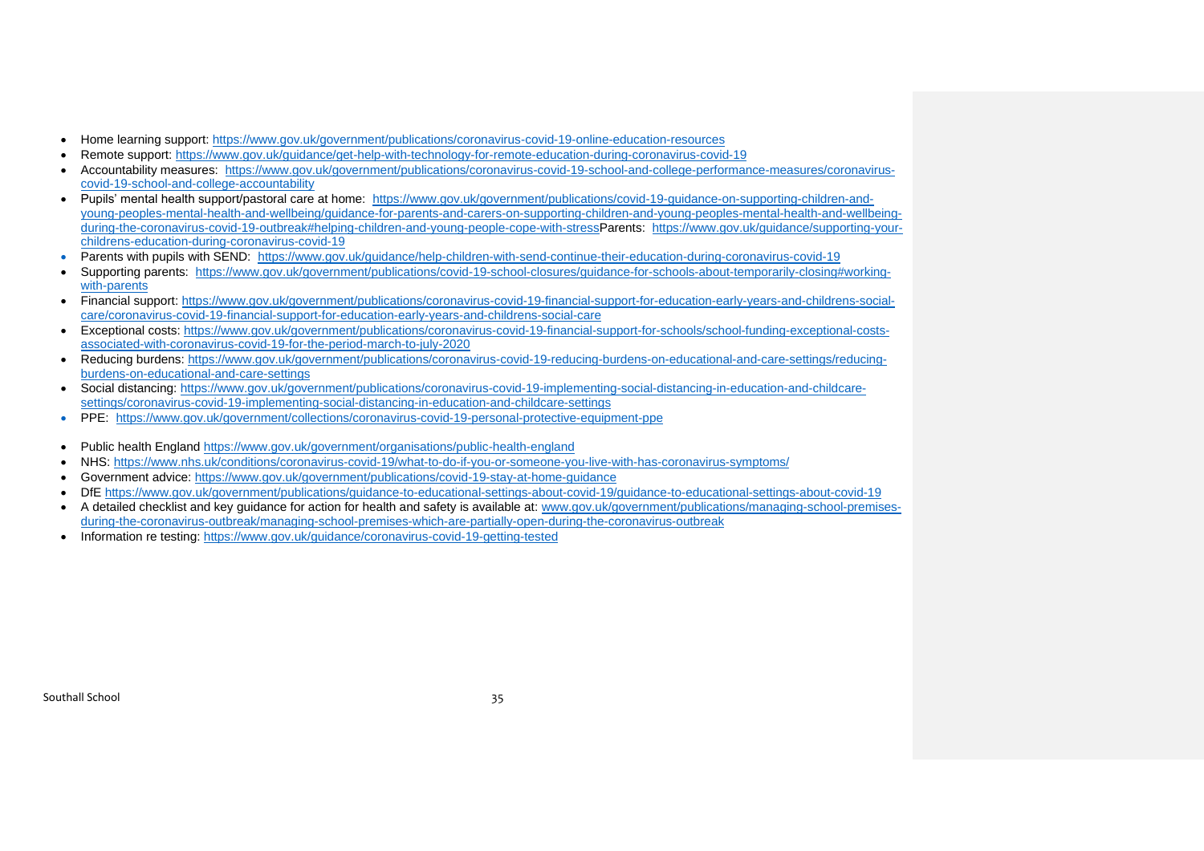- Home learning support: https://www.gov.uk/government/publications/coronavirus-covid-19-online-education-resources
- Remote support: https://www.gov.uk/guidance/get-help-with-technology-for-remote-education-during-coronavirus-covid-19
- Accountability measures: https://www.gov.uk/government/publications/coronavirus-covid-19-school-and-college-performance-measures/coronavirus-covid-19-school-and-college-accountability
- Pupils' mental health support/pastoral care at home: https://www.gov.uk/government/publications/covid-19-guidance-on-supporting-children-and-young-peoples-mental-health-and-wellbeing/guidance-for-parents-and-carers-on-supporting-children-and-young-peoples-mental-health-and-wellbeing-during-the-coronavirus-covid-19-outbreak#helping-children-and-young-people-cope-with-stressParents: https://www.gov.uk/guidance/supporting-your-childrens-education-during-coronavirus-covid-19
- Parents with pupils with SEND: https://www.gov.uk/guidance/help-children-with-send-continue-their-education-during-coronavirus-covid-19
- Supporting parents: https://www.gov.uk/government/publications/covid-19-school-closures/guidance-for-schools-about-temporarily-closing#working-with-parents
- Financial support: https://www.gov.uk/government/publications/coronavirus-covid-19-financial-support-for-education-early-years-and-childrens-social-care/coronavirus-covid-19-financial-support-for-education-early-years-and-childrens-social-care
- Exceptional costs: https://www.gov.uk/government/publications/coronavirus-covid-19-financial-support-for-schools/school-funding-exceptional-costs-associated-with-coronavirus-covid-19-for-the-period-march-to-july-2020
- Reducing burdens: https://www.gov.uk/government/publications/coronavirus-covid-19-reducing-burdens-on-educational-and-care-settings/reducing-burdens-on-educational-and-care-settings
- Social distancing: https://www.gov.uk/government/publications/coronavirus-covid-19-implementing-social-distancing-in-education-and-childcare-settings/coronavirus-covid-19-implementing-social-distancing-in-education-and-childcare-settings
- PPE: https://www.gov.uk/government/collections/coronavirus-covid-19-personal-protective-equipment-ppe

- Public health England https://www.gov.uk/government/organisations/public-health-england
- NHS: https://www.nhs.uk/conditions/coronavirus-covid-19/what-to-do-if-you-or-someone-you-live-with-has-coronavirus-symptoms/
- Government advice: https://www.gov.uk/government/publications/covid-19-stay-at-home-guidance
- DfE https://www.gov.uk/government/publications/guidance-to-educational-settings-about-covid-19/guidance-to-educational-settings-about-covid-19
- A detailed checklist and key guidance for action for health and safety is available at: www.gov.uk/government/publications/managing-school-premises-during-the-coronavirus-outbreak/managing-school-premises-which-are-partially-open-during-the-coronavirus-outbreak
- Information re testing: https://www.gov.uk/guidance/coronavirus-covid-19-getting-tested